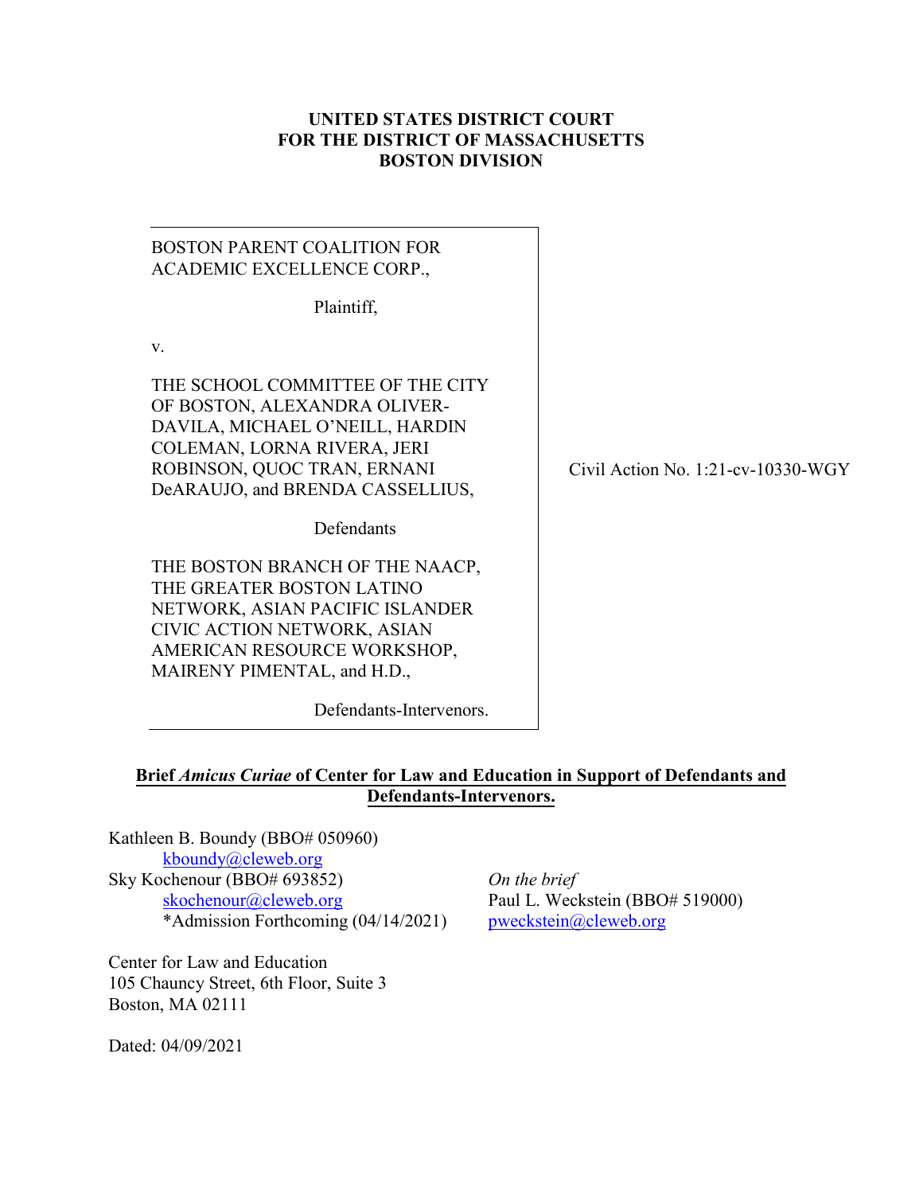**UNITED STATES DISTRICT COURT**
**FOR THE DISTRICT OF MASSACHUSETTS**
**BOSTON DIVISION**

| | |
|---|---|
| BOSTON PARENT COALITION FOR ACADEMIC EXCELLENCE CORP.,<br><br>Plaintiff,<br><br>v.<br><br>THE SCHOOL COMMITTEE OF THE CITY OF BOSTON, ALEXANDRA OLIVER-DAVILA, MICHAEL O'NEILL, HARDIN COLEMAN, LORNA RIVERA, JERI ROBINSON, QUOC TRAN, ERNANI DeARAUJO, and BRENDA CASSELLIUS,<br><br>Defendants<br><br>THE BOSTON BRANCH OF THE NAACP, THE GREATER BOSTON LATINO NETWORK, ASIAN PACIFIC ISLANDER CIVIC ACTION NETWORK, ASIAN AMERICAN RESOURCE WORKSHOP, MAIRENY PIMENTAL, and H.D.,<br><br>Defendants-Intervenors. | Civil Action No. 1:21-cv-10330-WGY |

**Brief *Amicus Curiae* of Center for Law and Education in Support of Defendants and Defendants-Intervenors.**

Kathleen B. Boundy (BBO# 050960)
kboundy@cleweb.org
Sky Kochenour (BBO# 693852)
skochenour@cleweb.org
*Admission Forthcoming (04/14/2021)

*On the brief*
Paul L. Weckstein (BBO# 519000)
pweckstein@cleweb.org

Center for Law and Education
105 Chauncy Street, 6th Floor, Suite 3
Boston, MA 02111

Dated: 04/09/2021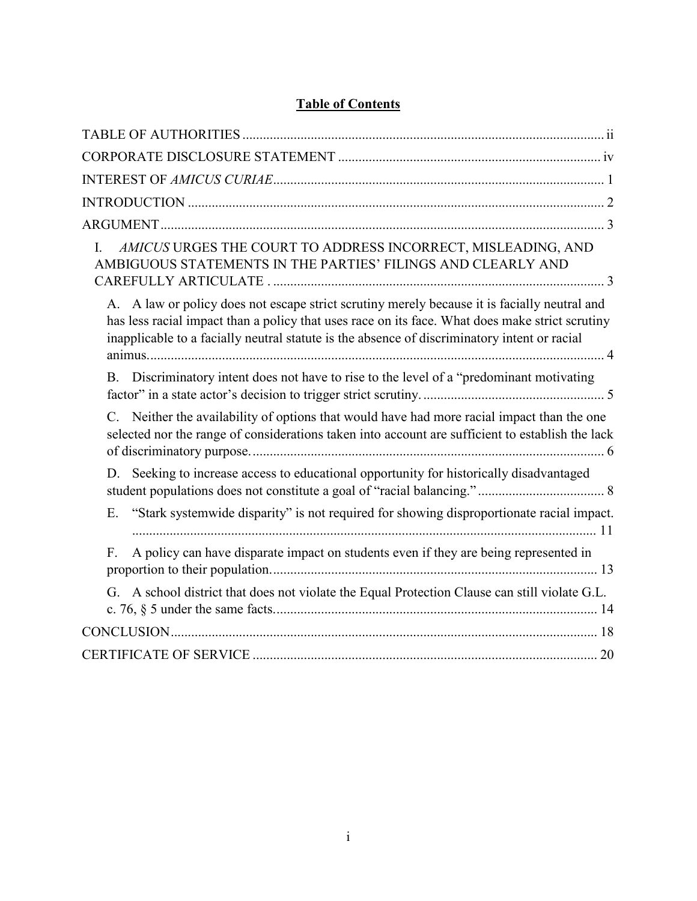## **Table of Contents**

TABLE OF AUTHORITIES ........................................................................................................ ii

CORPORATE DISCLOSURE STATEMENT ............................................................................ iv

INTEREST OF *AMICUS CURIAE* ............................................................................................. 1

INTRODUCTION ......................................................................................................................... 2

ARGUMENT ................................................................................................................................. 3

I. *AMICUS* URGES THE COURT TO ADDRESS INCORRECT, MISLEADING, AND AMBIGUOUS STATEMENTS IN THE PARTIES' FILINGS AND CLEARLY AND CAREFULLY ARTICULATE . ................................................................................................ 3

A. A law or policy does not escape strict scrutiny merely because it is facially neutral and has less racial impact than a policy that uses race on its face. What does make strict scrutiny inapplicable to a facially neutral statute is the absence of discriminatory intent or racial animus. .................................................................................................................................. 4

B. Discriminatory intent does not have to rise to the level of a "predominant motivating factor" in a state actor's decision to trigger strict scrutiny. ..................................................... 5

C. Neither the availability of options that would have had more racial impact than the one selected nor the range of considerations taken into account are sufficient to establish the lack of discriminatory purpose. ...................................................................................................... 6

D. Seeking to increase access to educational opportunity for historically disadvantaged student populations does not constitute a goal of "racial balancing." ..................................... 8

E. "Stark systemwide disparity" is not required for showing disproportionate racial impact. ...................................................................................................................................... 11

F. A policy can have disparate impact on students even if they are being represented in proportion to their population. .............................................................................................. 13

G. A school district that does not violate the Equal Protection Clause can still violate G.L. c. 76, § 5 under the same facts. .............................................................................................. 14

CONCLUSION ............................................................................................................................ 18

CERTIFICATE OF SERVICE ..................................................................................................... 20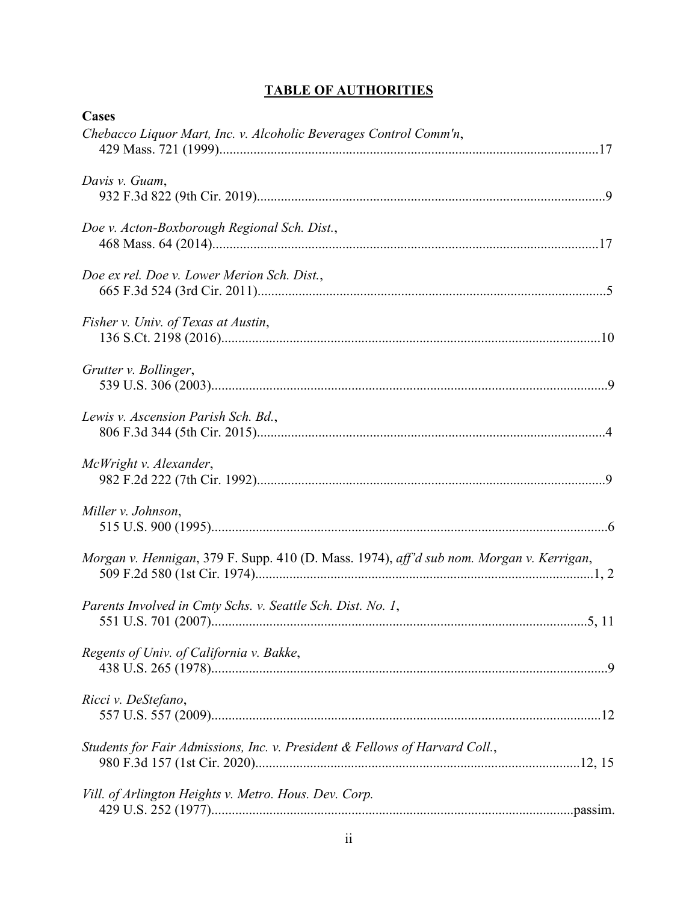# **TABLE OF AUTHORITIES**

**Cases**

*Chebacco Liquor Mart, Inc. v. Alcoholic Beverages Control Comm'n*,
429 Mass. 721 (1999)....................................................................................................17

*Davis v. Guam*,
932 F.3d 822 (9th Cir. 2019)...........................................................................................9

*Doe v. Acton-Boxborough Regional Sch. Dist.*,
468 Mass. 64 (2014).....................................................................................................17

*Doe ex rel. Doe v. Lower Merion Sch. Dist.*,
665 F.3d 524 (3rd Cir. 2011)...........................................................................................5

*Fisher v. Univ. of Texas at Austin*,
136 S.Ct. 2198 (2016)...................................................................................................10

*Grutter v. Bollinger*,
539 U.S. 306 (2003)........................................................................................................9

*Lewis v. Ascension Parish Sch. Bd.*,
806 F.3d 344 (5th Cir. 2015)...........................................................................................4

*McWright v. Alexander*,
982 F.2d 222 (7th Cir. 1992)...........................................................................................9

*Miller v. Johnson*,
515 U.S. 900 (1995)........................................................................................................6

*Morgan v. Hennigan*, 379 F. Supp. 410 (D. Mass. 1974), *aff'd sub nom. Morgan v. Kerrigan*,
509 F.2d 580 (1st Cir. 1974)........................................................................................1, 2

*Parents Involved in Cmty Schs. v. Seattle Sch. Dist. No. 1*,
551 U.S. 701 (2007)...................................................................................................5, 11

*Regents of Univ. of California v. Bakke*,
438 U.S. 265 (1978)........................................................................................................9

*Ricci v. DeStefano*,
557 U.S. 557 (2009)......................................................................................................12

*Students for Fair Admissions, Inc. v. President & Fellows of Harvard Coll.*,
980 F.3d 157 (1st Cir. 2020)....................................................................................12, 15

*Vill. of Arlington Heights v. Metro. Hous. Dev. Corp.*
429 U.S. 252 (1977)..............................................................................................passim.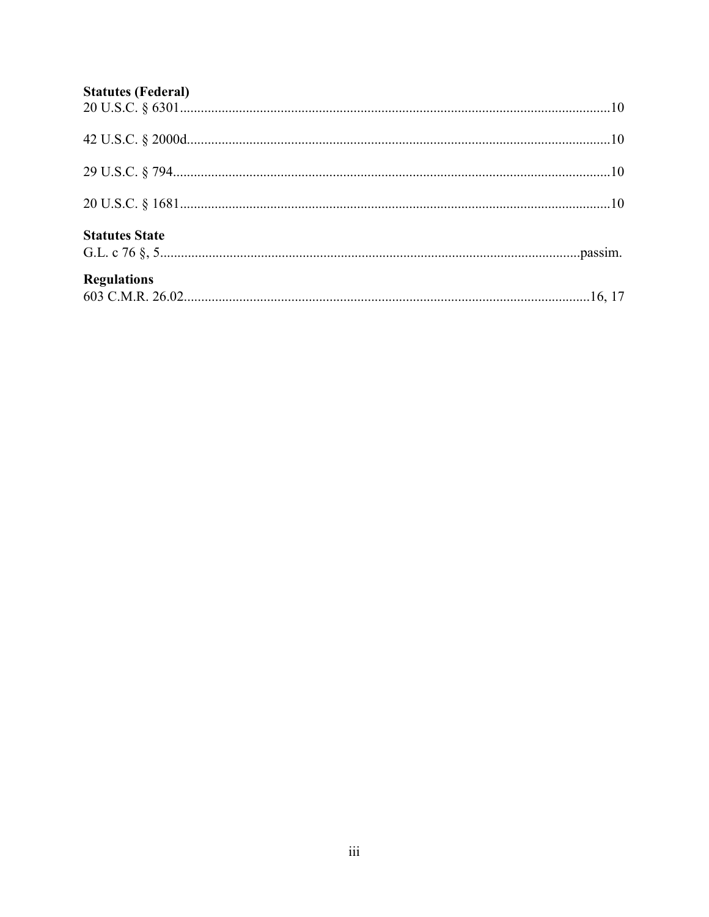**Statutes (Federal)**

20 U.S.C. § 6301............................................................................................................................10

42 U.S.C. § 2000d..........................................................................................................................10

29 U.S.C. § 794..............................................................................................................................10

20 U.S.C. § 1681............................................................................................................................10

**Statutes State**

G.L. c 76 §, 5.........................................................................................................................passim.

**Regulations**

603 C.M.R. 26.02.....................................................................................................................16, 17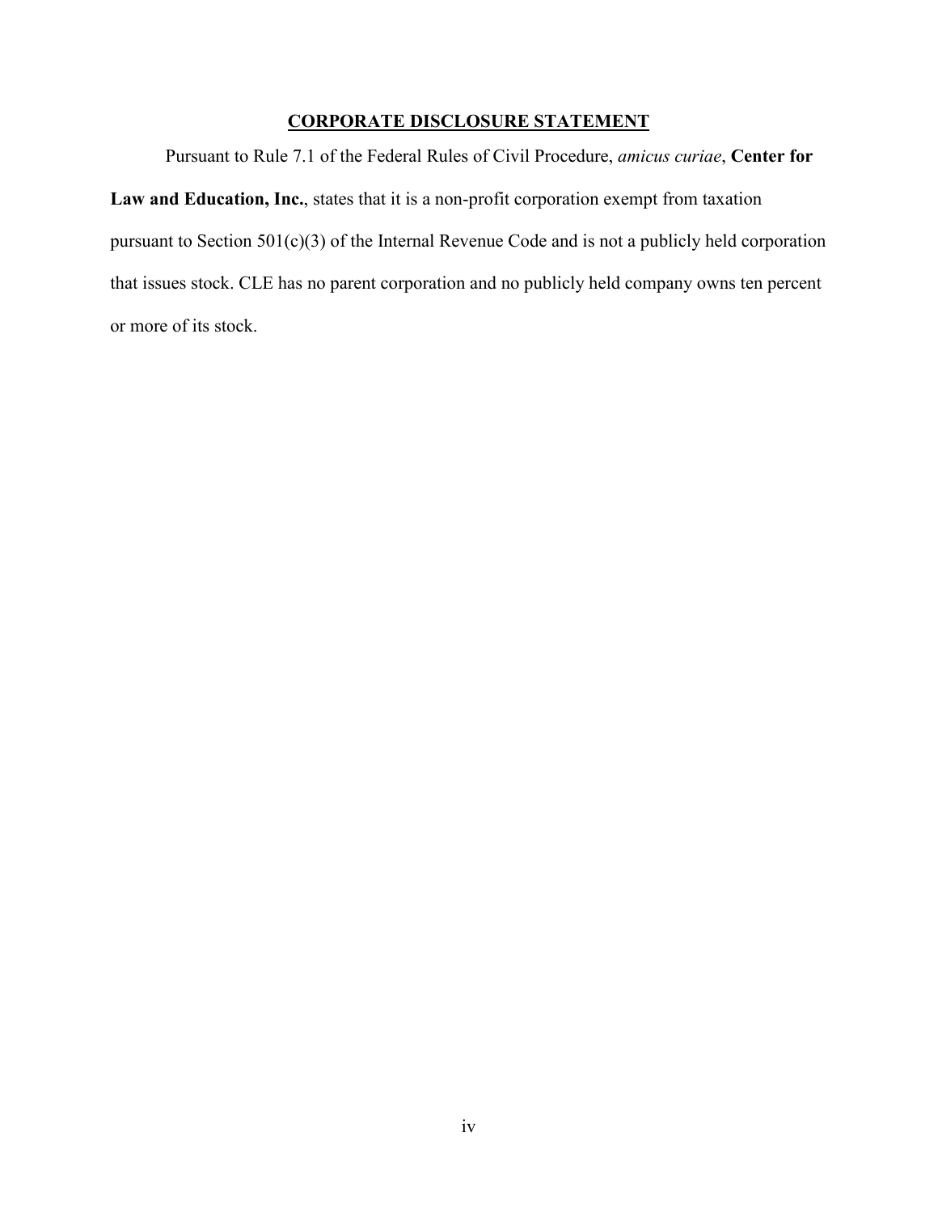## CORPORATE DISCLOSURE STATEMENT

Pursuant to Rule 7.1 of the Federal Rules of Civil Procedure, *amicus curiae*, **Center for Law and Education, Inc.**, states that it is a non-profit corporation exempt from taxation pursuant to Section 501(c)(3) of the Internal Revenue Code and is not a publicly held corporation that issues stock. CLE has no parent corporation and no publicly held company owns ten percent or more of its stock.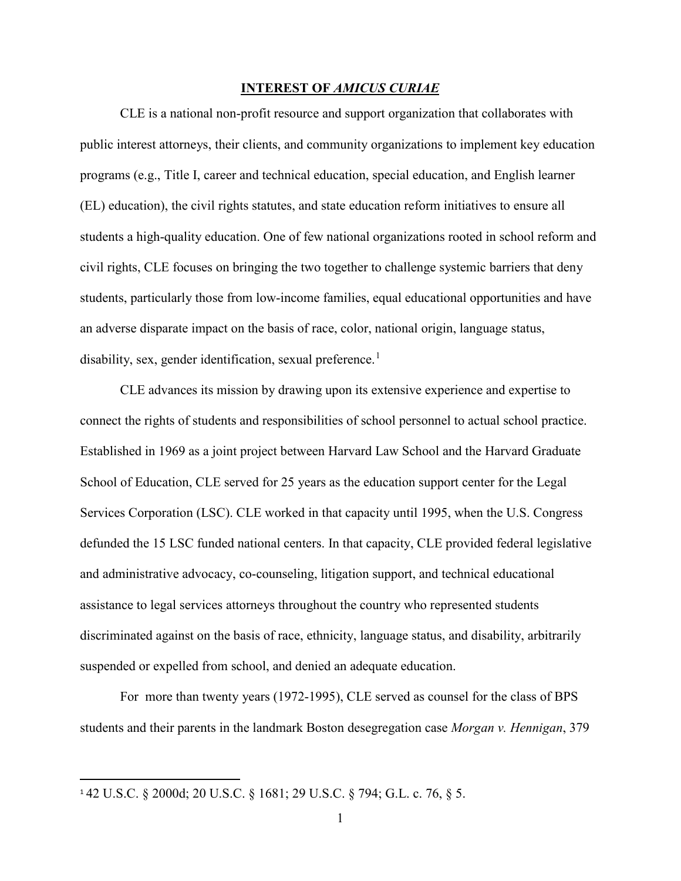## INTEREST OF *AMICUS CURIAE*

CLE is a national non-profit resource and support organization that collaborates with public interest attorneys, their clients, and community organizations to implement key education programs (e.g., Title I, career and technical education, special education, and English learner (EL) education), the civil rights statutes, and state education reform initiatives to ensure all students a high-quality education. One of few national organizations rooted in school reform and civil rights, CLE focuses on bringing the two together to challenge systemic barriers that deny students, particularly those from low-income families, equal educational opportunities and have an adverse disparate impact on the basis of race, color, national origin, language status, disability, sex, gender identification, sexual preference.[1]

CLE advances its mission by drawing upon its extensive experience and expertise to connect the rights of students and responsibilities of school personnel to actual school practice. Established in 1969 as a joint project between Harvard Law School and the Harvard Graduate School of Education, CLE served for 25 years as the education support center for the Legal Services Corporation (LSC). CLE worked in that capacity until 1995, when the U.S. Congress defunded the 15 LSC funded national centers. In that capacity, CLE provided federal legislative and administrative advocacy, co-counseling, litigation support, and technical educational assistance to legal services attorneys throughout the country who represented students discriminated against on the basis of race, ethnicity, language status, and disability, arbitrarily suspended or expelled from school, and denied an adequate education.

For more than twenty years (1972-1995), CLE served as counsel for the class of BPS students and their parents in the landmark Boston desegregation case *Morgan v. Hennigan*, 379

---

[1] 42 U.S.C. § 2000d; 20 U.S.C. § 1681; 29 U.S.C. § 794; G.L. c. 76, § 5.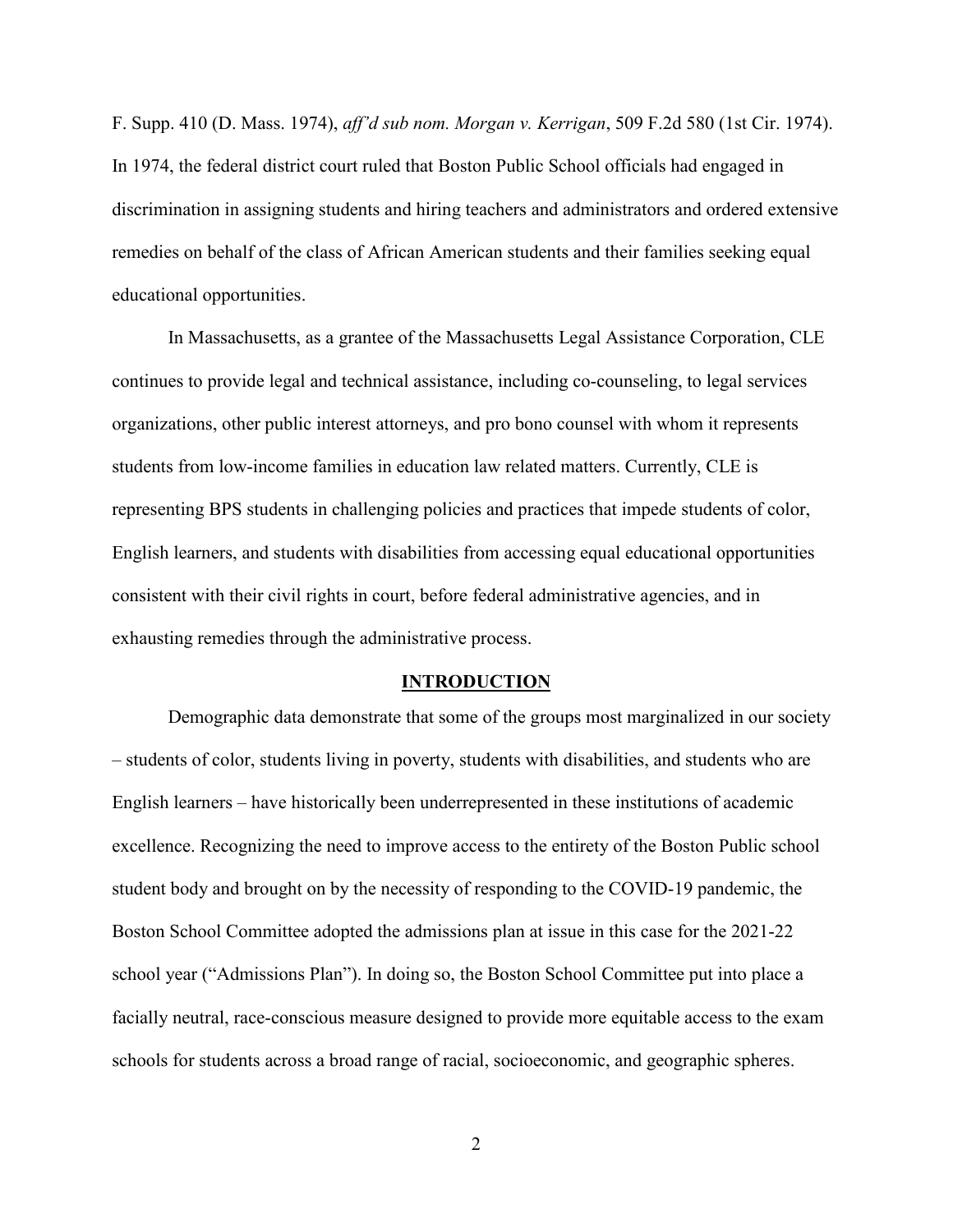F. Supp. 410 (D. Mass. 1974), *aff'd sub nom. Morgan v. Kerrigan*, 509 F.2d 580 (1st Cir. 1974). In 1974, the federal district court ruled that Boston Public School officials had engaged in discrimination in assigning students and hiring teachers and administrators and ordered extensive remedies on behalf of the class of African American students and their families seeking equal educational opportunities.

In Massachusetts, as a grantee of the Massachusetts Legal Assistance Corporation, CLE continues to provide legal and technical assistance, including co-counseling, to legal services organizations, other public interest attorneys, and pro bono counsel with whom it represents students from low-income families in education law related matters. Currently, CLE is representing BPS students in challenging policies and practices that impede students of color, English learners, and students with disabilities from accessing equal educational opportunities consistent with their civil rights in court, before federal administrative agencies, and in exhausting remedies through the administrative process.

## INTRODUCTION

Demographic data demonstrate that some of the groups most marginalized in our society – students of color, students living in poverty, students with disabilities, and students who are English learners – have historically been underrepresented in these institutions of academic excellence. Recognizing the need to improve access to the entirety of the Boston Public school student body and brought on by the necessity of responding to the COVID-19 pandemic, the Boston School Committee adopted the admissions plan at issue in this case for the 2021-22 school year ("Admissions Plan"). In doing so, the Boston School Committee put into place a facially neutral, race-conscious measure designed to provide more equitable access to the exam schools for students across a broad range of racial, socioeconomic, and geographic spheres.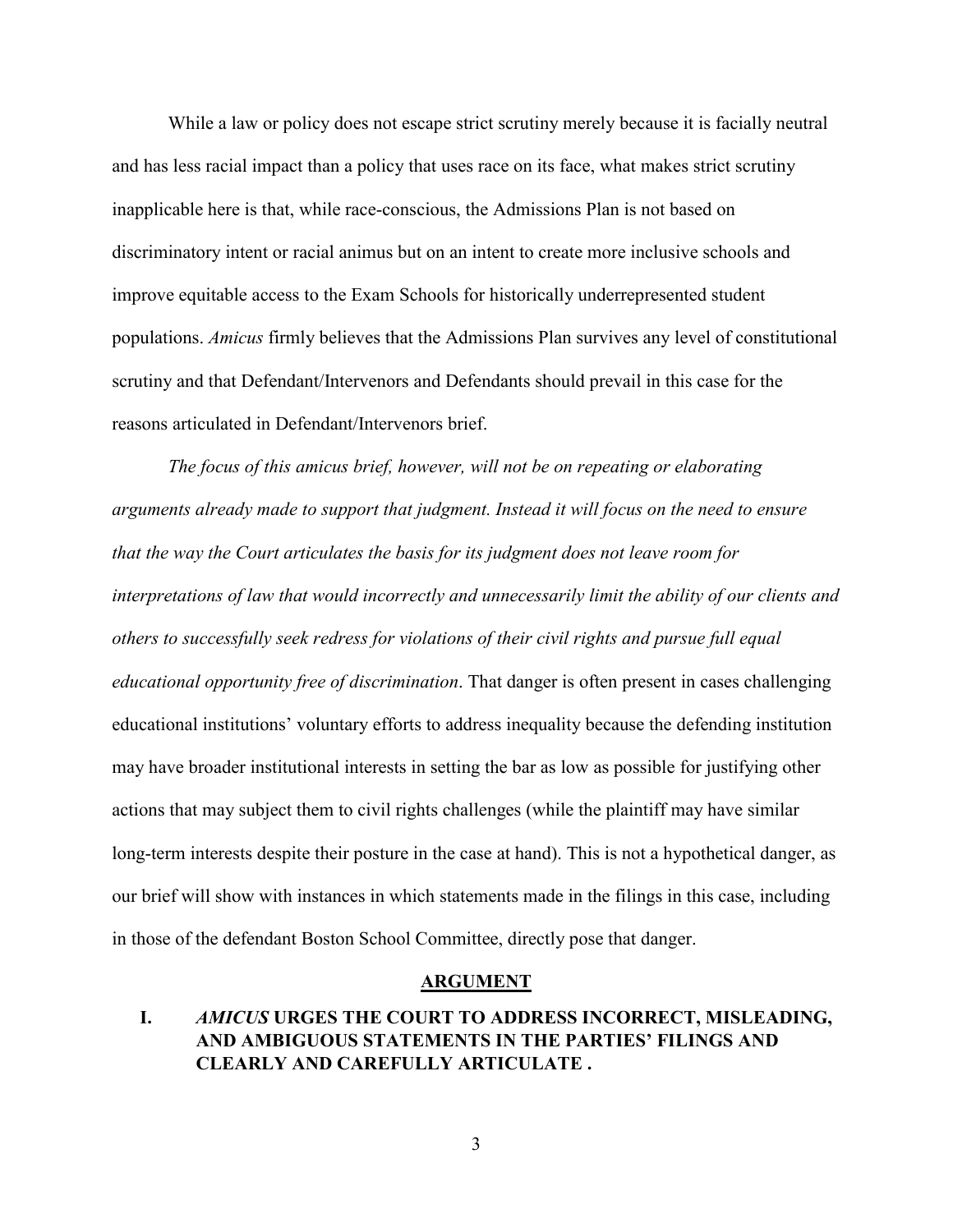While a law or policy does not escape strict scrutiny merely because it is facially neutral and has less racial impact than a policy that uses race on its face, what makes strict scrutiny inapplicable here is that, while race-conscious, the Admissions Plan is not based on discriminatory intent or racial animus but on an intent to create more inclusive schools and improve equitable access to the Exam Schools for historically underrepresented student populations. *Amicus* firmly believes that the Admissions Plan survives any level of constitutional scrutiny and that Defendant/Intervenors and Defendants should prevail in this case for the reasons articulated in Defendant/Intervenors brief.

*The focus of this amicus brief, however, will not be on repeating or elaborating arguments already made to support that judgment. Instead it will focus on the need to ensure that the way the Court articulates the basis for its judgment does not leave room for interpretations of law that would incorrectly and unnecessarily limit the ability of our clients and others to successfully seek redress for violations of their civil rights and pursue full equal educational opportunity free of discrimination*. That danger is often present in cases challenging educational institutions' voluntary efforts to address inequality because the defending institution may have broader institutional interests in setting the bar as low as possible for justifying other actions that may subject them to civil rights challenges (while the plaintiff may have similar long-term interests despite their posture in the case at hand). This is not a hypothetical danger, as our brief will show with instances in which statements made in the filings in this case, including in those of the defendant Boston School Committee, directly pose that danger.

## ARGUMENT

### I. *AMICUS* URGES THE COURT TO ADDRESS INCORRECT, MISLEADING, AND AMBIGUOUS STATEMENTS IN THE PARTIES' FILINGS AND CLEARLY AND CAREFULLY ARTICULATE .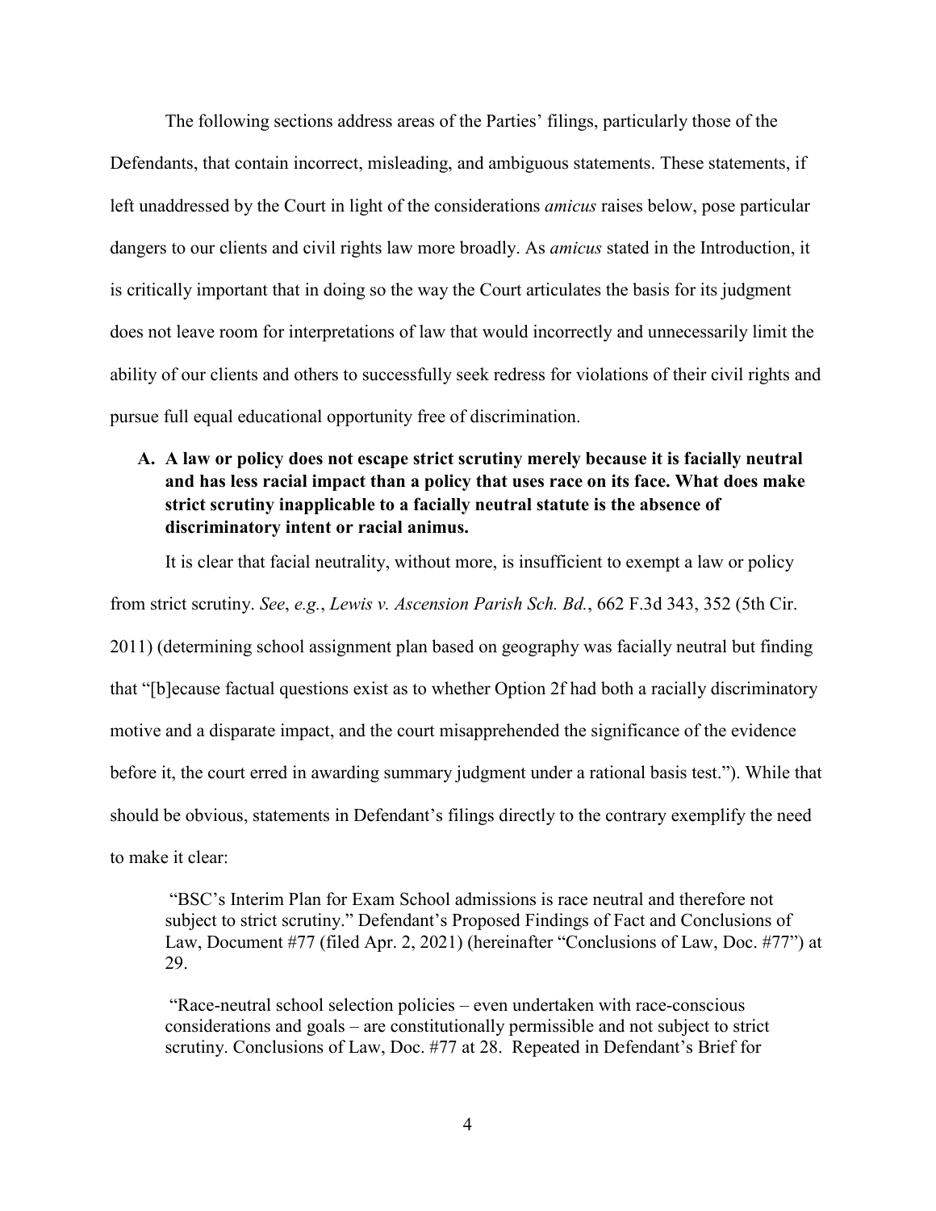The following sections address areas of the Parties' filings, particularly those of the Defendants, that contain incorrect, misleading, and ambiguous statements. These statements, if left unaddressed by the Court in light of the considerations *amicus* raises below, pose particular dangers to our clients and civil rights law more broadly. As *amicus* stated in the Introduction, it is critically important that in doing so the way the Court articulates the basis for its judgment does not leave room for interpretations of law that would incorrectly and unnecessarily limit the ability of our clients and others to successfully seek redress for violations of their civil rights and pursue full equal educational opportunity free of discrimination.

**A. A law or policy does not escape strict scrutiny merely because it is facially neutral and has less racial impact than a policy that uses race on its face. What does make strict scrutiny inapplicable to a facially neutral statute is the absence of discriminatory intent or racial animus.**

It is clear that facial neutrality, without more, is insufficient to exempt a law or policy from strict scrutiny. *See*, *e.g.*, *Lewis v. Ascension Parish Sch. Bd.*, 662 F.3d 343, 352 (5th Cir. 2011) (determining school assignment plan based on geography was facially neutral but finding that "[b]ecause factual questions exist as to whether Option 2f had both a racially discriminatory motive and a disparate impact, and the court misapprehended the significance of the evidence before it, the court erred in awarding summary judgment under a rational basis test."). While that should be obvious, statements in Defendant's filings directly to the contrary exemplify the need to make it clear:

> "BSC's Interim Plan for Exam School admissions is race neutral and therefore not subject to strict scrutiny." Defendant's Proposed Findings of Fact and Conclusions of Law, Document #77 (filed Apr. 2, 2021) (hereinafter "Conclusions of Law, Doc. #77") at 29.
>
> "Race-neutral school selection policies – even undertaken with race-conscious considerations and goals – are constitutionally permissible and not subject to strict scrutiny. Conclusions of Law, Doc. #77 at 28. Repeated in Defendant's Brief for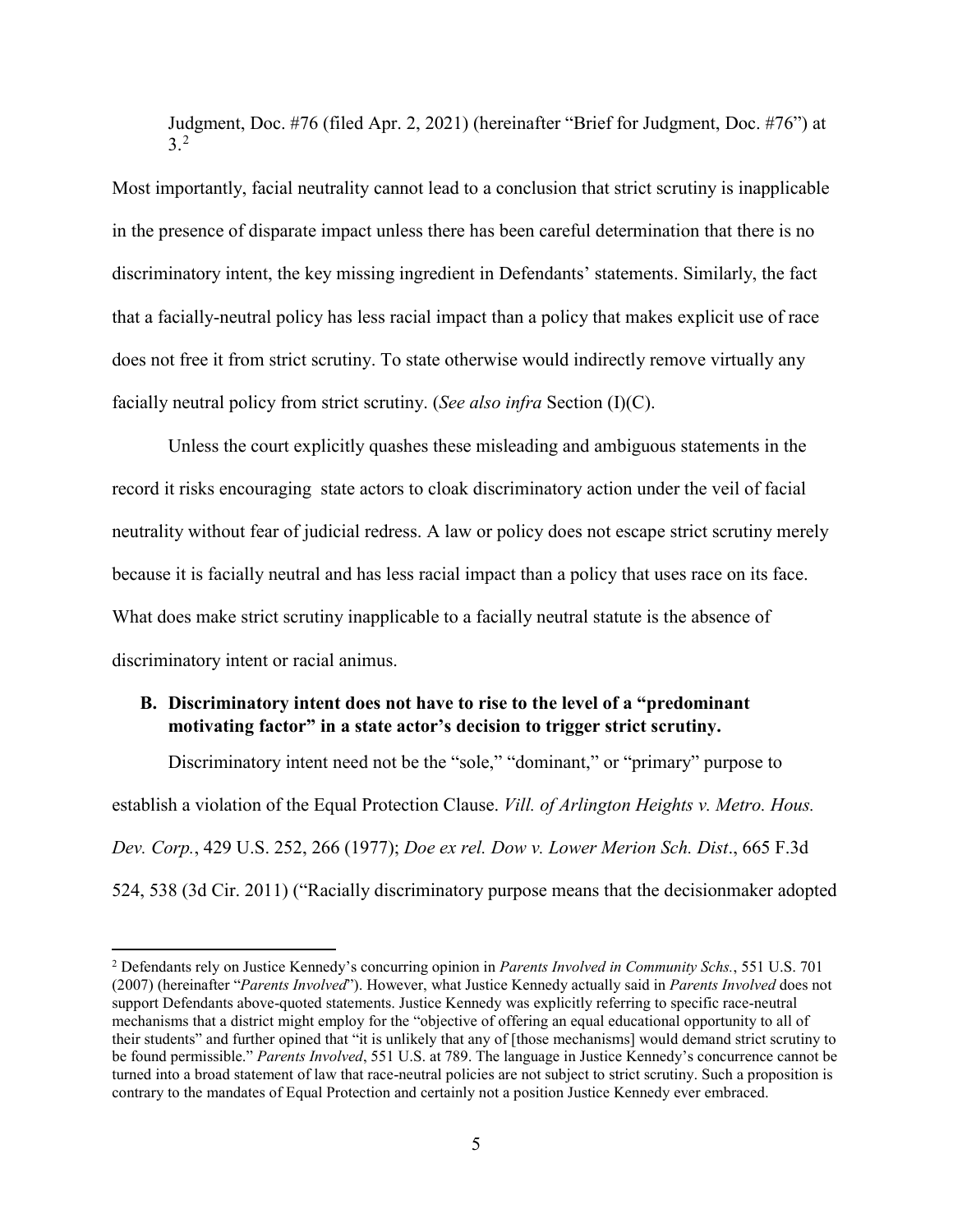Judgment, Doc. #76 (filed Apr. 2, 2021) (hereinafter "Brief for Judgment, Doc. #76") at 3.[2]

Most importantly, facial neutrality cannot lead to a conclusion that strict scrutiny is inapplicable in the presence of disparate impact unless there has been careful determination that there is no discriminatory intent, the key missing ingredient in Defendants' statements. Similarly, the fact that a facially-neutral policy has less racial impact than a policy that makes explicit use of race does not free it from strict scrutiny. To state otherwise would indirectly remove virtually any facially neutral policy from strict scrutiny. (*See also infra* Section (I)(C).

Unless the court explicitly quashes these misleading and ambiguous statements in the record it risks encouraging state actors to cloak discriminatory action under the veil of facial neutrality without fear of judicial redress. A law or policy does not escape strict scrutiny merely because it is facially neutral and has less racial impact than a policy that uses race on its face. What does make strict scrutiny inapplicable to a facially neutral statute is the absence of discriminatory intent or racial animus.

### B. Discriminatory intent does not have to rise to the level of a "predominant motivating factor" in a state actor's decision to trigger strict scrutiny.

Discriminatory intent need not be the "sole," "dominant," or "primary" purpose to establish a violation of the Equal Protection Clause. *Vill. of Arlington Heights v. Metro. Hous. Dev. Corp.*, 429 U.S. 252, 266 (1977); *Doe ex rel. Dow v. Lower Merion Sch. Dist*., 665 F.3d 524, 538 (3d Cir. 2011) ("Racially discriminatory purpose means that the decisionmaker adopted

---

[2] Defendants rely on Justice Kennedy's concurring opinion in *Parents Involved in Community Schs.*, 551 U.S. 701 (2007) (hereinafter "*Parents Involved*"). However, what Justice Kennedy actually said in *Parents Involved* does not support Defendants above-quoted statements. Justice Kennedy was explicitly referring to specific race-neutral mechanisms that a district might employ for the "objective of offering an equal educational opportunity to all of their students" and further opined that "it is unlikely that any of [those mechanisms] would demand strict scrutiny to be found permissible." *Parents Involved*, 551 U.S. at 789. The language in Justice Kennedy's concurrence cannot be turned into a broad statement of law that race-neutral policies are not subject to strict scrutiny. Such a proposition is contrary to the mandates of Equal Protection and certainly not a position Justice Kennedy ever embraced.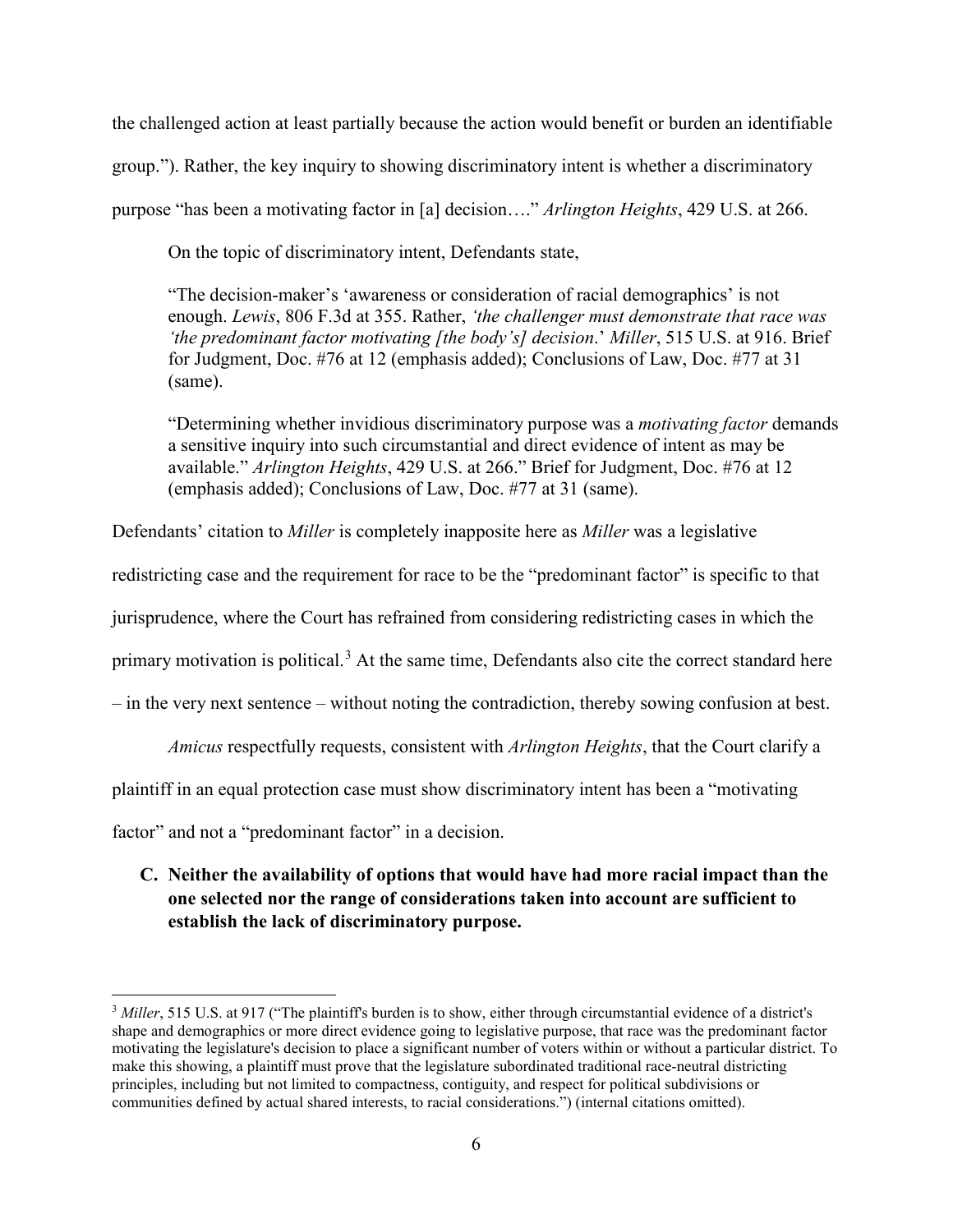the challenged action at least partially because the action would benefit or burden an identifiable group."). Rather, the key inquiry to showing discriminatory intent is whether a discriminatory purpose "has been a motivating factor in [a] decision…." *Arlington Heights*, 429 U.S. at 266.

On the topic of discriminatory intent, Defendants state,

> "The decision-maker's 'awareness or consideration of racial demographics' is not enough. *Lewis*, 806 F.3d at 355. Rather, *'the challenger must demonstrate that race was 'the predominant factor motivating [the body's] decision*.' *Miller*, 515 U.S. at 916. Brief for Judgment, Doc. #76 at 12 (emphasis added); Conclusions of Law, Doc. #77 at 31 (same).
>
> "Determining whether invidious discriminatory purpose was a *motivating factor* demands a sensitive inquiry into such circumstantial and direct evidence of intent as may be available." *Arlington Heights*, 429 U.S. at 266." Brief for Judgment, Doc. #76 at 12 (emphasis added); Conclusions of Law, Doc. #77 at 31 (same).

Defendants' citation to *Miller* is completely inapposite here as *Miller* was a legislative redistricting case and the requirement for race to be the "predominant factor" is specific to that jurisprudence, where the Court has refrained from considering redistricting cases in which the primary motivation is political.[3] At the same time, Defendants also cite the correct standard here – in the very next sentence – without noting the contradiction, thereby sowing confusion at best.

*Amicus* respectfully requests, consistent with *Arlington Heights*, that the Court clarify a plaintiff in an equal protection case must show discriminatory intent has been a "motivating factor" and not a "predominant factor" in a decision.

### C. Neither the availability of options that would have had more racial impact than the one selected nor the range of considerations taken into account are sufficient to establish the lack of discriminatory purpose.

[3] *Miller*, 515 U.S. at 917 ("The plaintiff's burden is to show, either through circumstantial evidence of a district's shape and demographics or more direct evidence going to legislative purpose, that race was the predominant factor motivating the legislature's decision to place a significant number of voters within or without a particular district. To make this showing, a plaintiff must prove that the legislature subordinated traditional race-neutral districting principles, including but not limited to compactness, contiguity, and respect for political subdivisions or communities defined by actual shared interests, to racial considerations.") (internal citations omitted).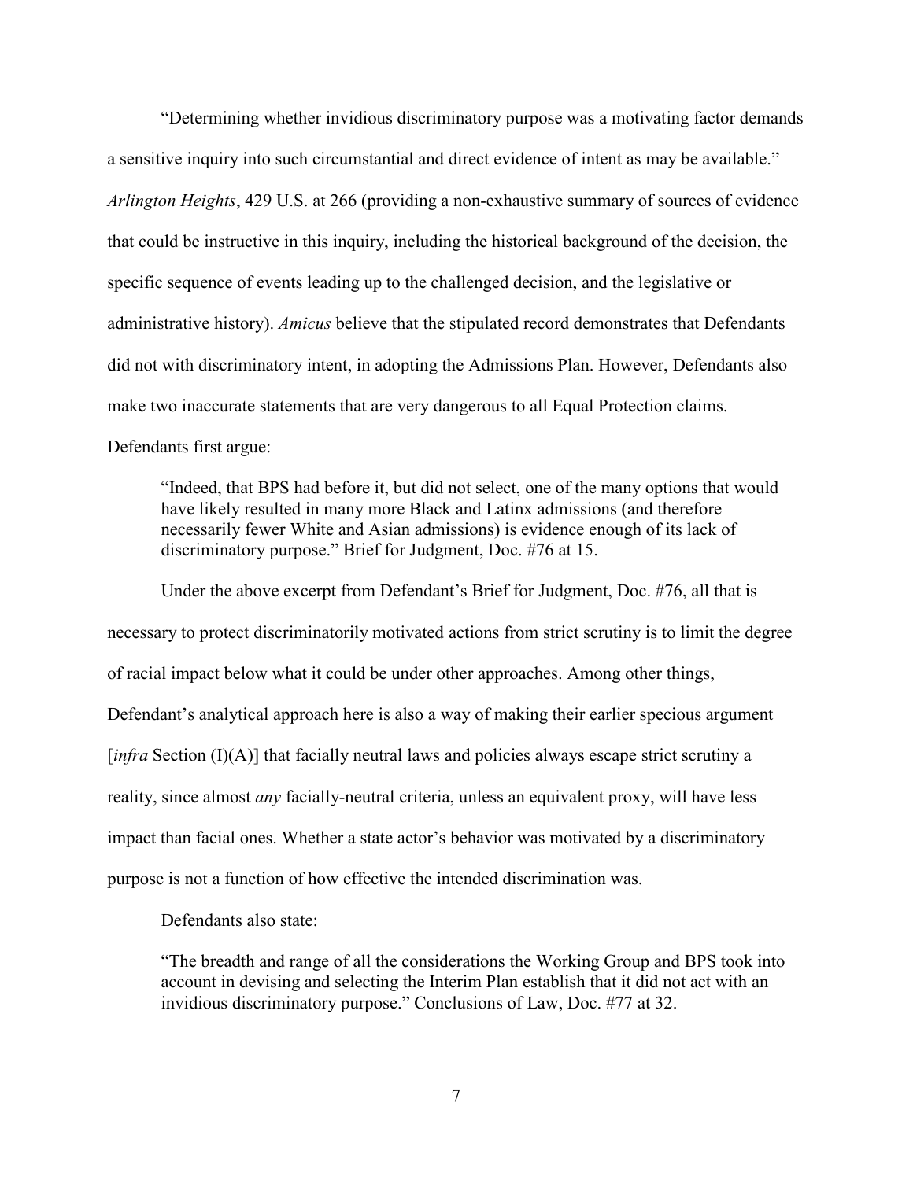"Determining whether invidious discriminatory purpose was a motivating factor demands a sensitive inquiry into such circumstantial and direct evidence of intent as may be available." *Arlington Heights*, 429 U.S. at 266 (providing a non-exhaustive summary of sources of evidence that could be instructive in this inquiry, including the historical background of the decision, the specific sequence of events leading up to the challenged decision, and the legislative or administrative history). *Amicus* believe that the stipulated record demonstrates that Defendants did not with discriminatory intent, in adopting the Admissions Plan. However, Defendants also make two inaccurate statements that are very dangerous to all Equal Protection claims. Defendants first argue:

> "Indeed, that BPS had before it, but did not select, one of the many options that would have likely resulted in many more Black and Latinx admissions (and therefore necessarily fewer White and Asian admissions) is evidence enough of its lack of discriminatory purpose." Brief for Judgment, Doc. #76 at 15.

Under the above excerpt from Defendant's Brief for Judgment, Doc. #76, all that is necessary to protect discriminatorily motivated actions from strict scrutiny is to limit the degree of racial impact below what it could be under other approaches. Among other things, Defendant's analytical approach here is also a way of making their earlier specious argument [*infra* Section (I)(A)] that facially neutral laws and policies always escape strict scrutiny a reality, since almost *any* facially-neutral criteria, unless an equivalent proxy, will have less impact than facial ones. Whether a state actor's behavior was motivated by a discriminatory purpose is not a function of how effective the intended discrimination was.

Defendants also state:

> "The breadth and range of all the considerations the Working Group and BPS took into account in devising and selecting the Interim Plan establish that it did not act with an invidious discriminatory purpose." Conclusions of Law, Doc. #77 at 32.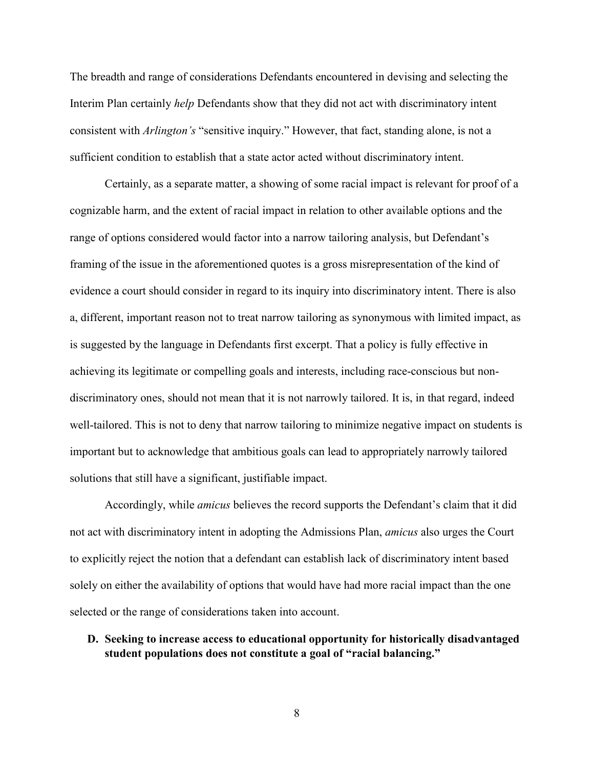The breadth and range of considerations Defendants encountered in devising and selecting the Interim Plan certainly *help* Defendants show that they did not act with discriminatory intent consistent with *Arlington's* "sensitive inquiry." However, that fact, standing alone, is not a sufficient condition to establish that a state actor acted without discriminatory intent.

Certainly, as a separate matter, a showing of some racial impact is relevant for proof of a cognizable harm, and the extent of racial impact in relation to other available options and the range of options considered would factor into a narrow tailoring analysis, but Defendant's framing of the issue in the aforementioned quotes is a gross misrepresentation of the kind of evidence a court should consider in regard to its inquiry into discriminatory intent. There is also a, different, important reason not to treat narrow tailoring as synonymous with limited impact, as is suggested by the language in Defendants first excerpt. That a policy is fully effective in achieving its legitimate or compelling goals and interests, including race-conscious but non-discriminatory ones, should not mean that it is not narrowly tailored. It is, in that regard, indeed well-tailored. This is not to deny that narrow tailoring to minimize negative impact on students is important but to acknowledge that ambitious goals can lead to appropriately narrowly tailored solutions that still have a significant, justifiable impact.

Accordingly, while *amicus* believes the record supports the Defendant's claim that it did not act with discriminatory intent in adopting the Admissions Plan, *amicus* also urges the Court to explicitly reject the notion that a defendant can establish lack of discriminatory intent based solely on either the availability of options that would have had more racial impact than the one selected or the range of considerations taken into account.

**D. Seeking to increase access to educational opportunity for historically disadvantaged student populations does not constitute a goal of "racial balancing."**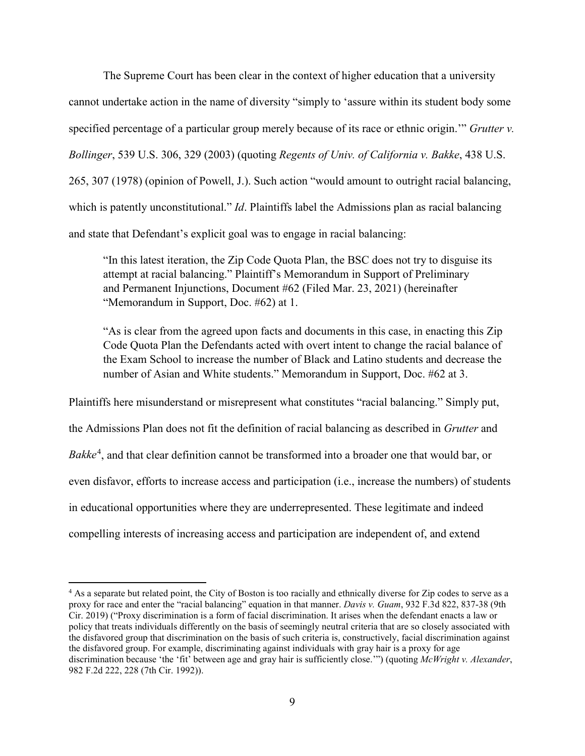The Supreme Court has been clear in the context of higher education that a university cannot undertake action in the name of diversity "simply to 'assure within its student body some specified percentage of a particular group merely because of its race or ethnic origin.'" *Grutter v. Bollinger*, 539 U.S. 306, 329 (2003) (quoting *Regents of Univ. of California v. Bakke*, 438 U.S. 265, 307 (1978) (opinion of Powell, J.). Such action "would amount to outright racial balancing, which is patently unconstitutional." *Id*. Plaintiffs label the Admissions plan as racial balancing and state that Defendant's explicit goal was to engage in racial balancing:

> "In this latest iteration, the Zip Code Quota Plan, the BSC does not try to disguise its attempt at racial balancing." Plaintiff's Memorandum in Support of Preliminary and Permanent Injunctions, Document #62 (Filed Mar. 23, 2021) (hereinafter "Memorandum in Support, Doc. #62) at 1.
>
> "As is clear from the agreed upon facts and documents in this case, in enacting this Zip Code Quota Plan the Defendants acted with overt intent to change the racial balance of the Exam School to increase the number of Black and Latino students and decrease the number of Asian and White students." Memorandum in Support, Doc. #62 at 3.

Plaintiffs here misunderstand or misrepresent what constitutes "racial balancing." Simply put, the Admissions Plan does not fit the definition of racial balancing as described in *Grutter* and *Bakke*[4], and that clear definition cannot be transformed into a broader one that would bar, or even disfavor, efforts to increase access and participation (i.e., increase the numbers) of students in educational opportunities where they are underrepresented. These legitimate and indeed compelling interests of increasing access and participation are independent of, and extend

---

[4] As a separate but related point, the City of Boston is too racially and ethnically diverse for Zip codes to serve as a proxy for race and enter the "racial balancing" equation in that manner. *Davis v. Guam*, 932 F.3d 822, 837-38 (9th Cir. 2019) ("Proxy discrimination is a form of facial discrimination. It arises when the defendant enacts a law or policy that treats individuals differently on the basis of seemingly neutral criteria that are so closely associated with the disfavored group that discrimination on the basis of such criteria is, constructively, facial discrimination against the disfavored group. For example, discriminating against individuals with gray hair is a proxy for age discrimination because 'the 'fit' between age and gray hair is sufficiently close.'") (quoting *McWright v. Alexander*, 982 F.2d 222, 228 (7th Cir. 1992)).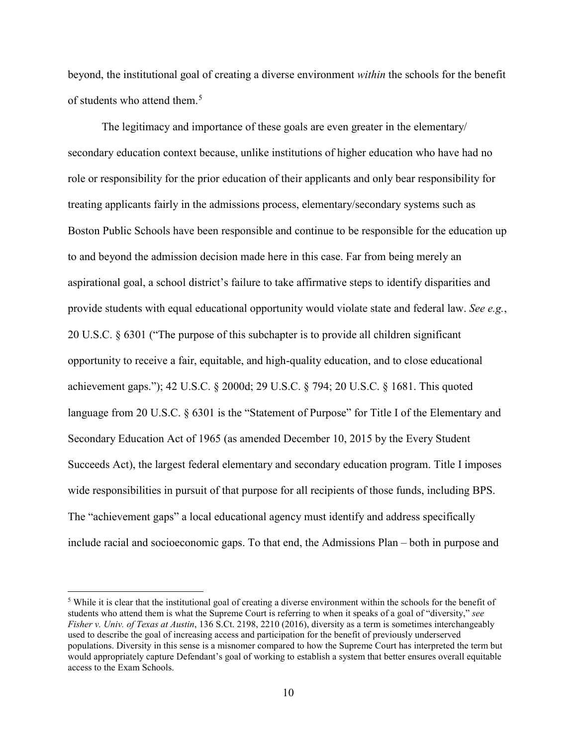beyond, the institutional goal of creating a diverse environment *within* the schools for the benefit of students who attend them.[5]

The legitimacy and importance of these goals are even greater in the elementary/ secondary education context because, unlike institutions of higher education who have had no role or responsibility for the prior education of their applicants and only bear responsibility for treating applicants fairly in the admissions process, elementary/secondary systems such as Boston Public Schools have been responsible and continue to be responsible for the education up to and beyond the admission decision made here in this case. Far from being merely an aspirational goal, a school district's failure to take affirmative steps to identify disparities and provide students with equal educational opportunity would violate state and federal law. *See e.g.*, 20 U.S.C. § 6301 ("The purpose of this subchapter is to provide all children significant opportunity to receive a fair, equitable, and high-quality education, and to close educational achievement gaps."); 42 U.S.C. § 2000d; 29 U.S.C. § 794; 20 U.S.C. § 1681. This quoted language from 20 U.S.C. § 6301 is the "Statement of Purpose" for Title I of the Elementary and Secondary Education Act of 1965 (as amended December 10, 2015 by the Every Student Succeeds Act), the largest federal elementary and secondary education program. Title I imposes wide responsibilities in pursuit of that purpose for all recipients of those funds, including BPS. The "achievement gaps" a local educational agency must identify and address specifically include racial and socioeconomic gaps. To that end, the Admissions Plan – both in purpose and

[5] While it is clear that the institutional goal of creating a diverse environment within the schools for the benefit of students who attend them is what the Supreme Court is referring to when it speaks of a goal of "diversity," *see Fisher v. Univ. of Texas at Austin*, 136 S.Ct. 2198, 2210 (2016), diversity as a term is sometimes interchangeably used to describe the goal of increasing access and participation for the benefit of previously underserved populations. Diversity in this sense is a misnomer compared to how the Supreme Court has interpreted the term but would appropriately capture Defendant's goal of working to establish a system that better ensures overall equitable access to the Exam Schools.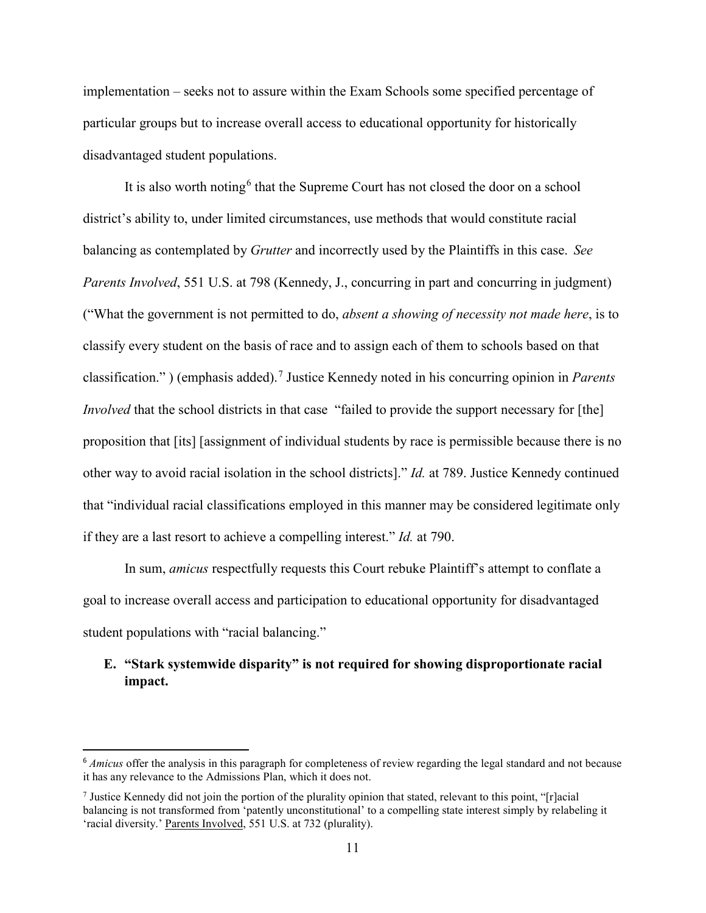implementation – seeks not to assure within the Exam Schools some specified percentage of particular groups but to increase overall access to educational opportunity for historically disadvantaged student populations.

It is also worth noting[6] that the Supreme Court has not closed the door on a school district's ability to, under limited circumstances, use methods that would constitute racial balancing as contemplated by *Grutter* and incorrectly used by the Plaintiffs in this case. *See Parents Involved*, 551 U.S. at 798 (Kennedy, J., concurring in part and concurring in judgment) ("What the government is not permitted to do, *absent a showing of necessity not made here*, is to classify every student on the basis of race and to assign each of them to schools based on that classification." ) (emphasis added).[7] Justice Kennedy noted in his concurring opinion in *Parents Involved* that the school districts in that case "failed to provide the support necessary for [the] proposition that [its] [assignment of individual students by race is permissible because there is no other way to avoid racial isolation in the school districts]." *Id.* at 789. Justice Kennedy continued that "individual racial classifications employed in this manner may be considered legitimate only if they are a last resort to achieve a compelling interest." *Id.* at 790.

In sum, *amicus* respectfully requests this Court rebuke Plaintiff's attempt to conflate a goal to increase overall access and participation to educational opportunity for disadvantaged student populations with "racial balancing."

### E. "Stark systemwide disparity" is not required for showing disproportionate racial impact.

---

[6] *Amicus* offer the analysis in this paragraph for completeness of review regarding the legal standard and not because it has any relevance to the Admissions Plan, which it does not.

[7] Justice Kennedy did not join the portion of the plurality opinion that stated, relevant to this point, "[r]acial balancing is not transformed from 'patently unconstitutional' to a compelling state interest simply by relabeling it 'racial diversity.' Parents Involved, 551 U.S. at 732 (plurality).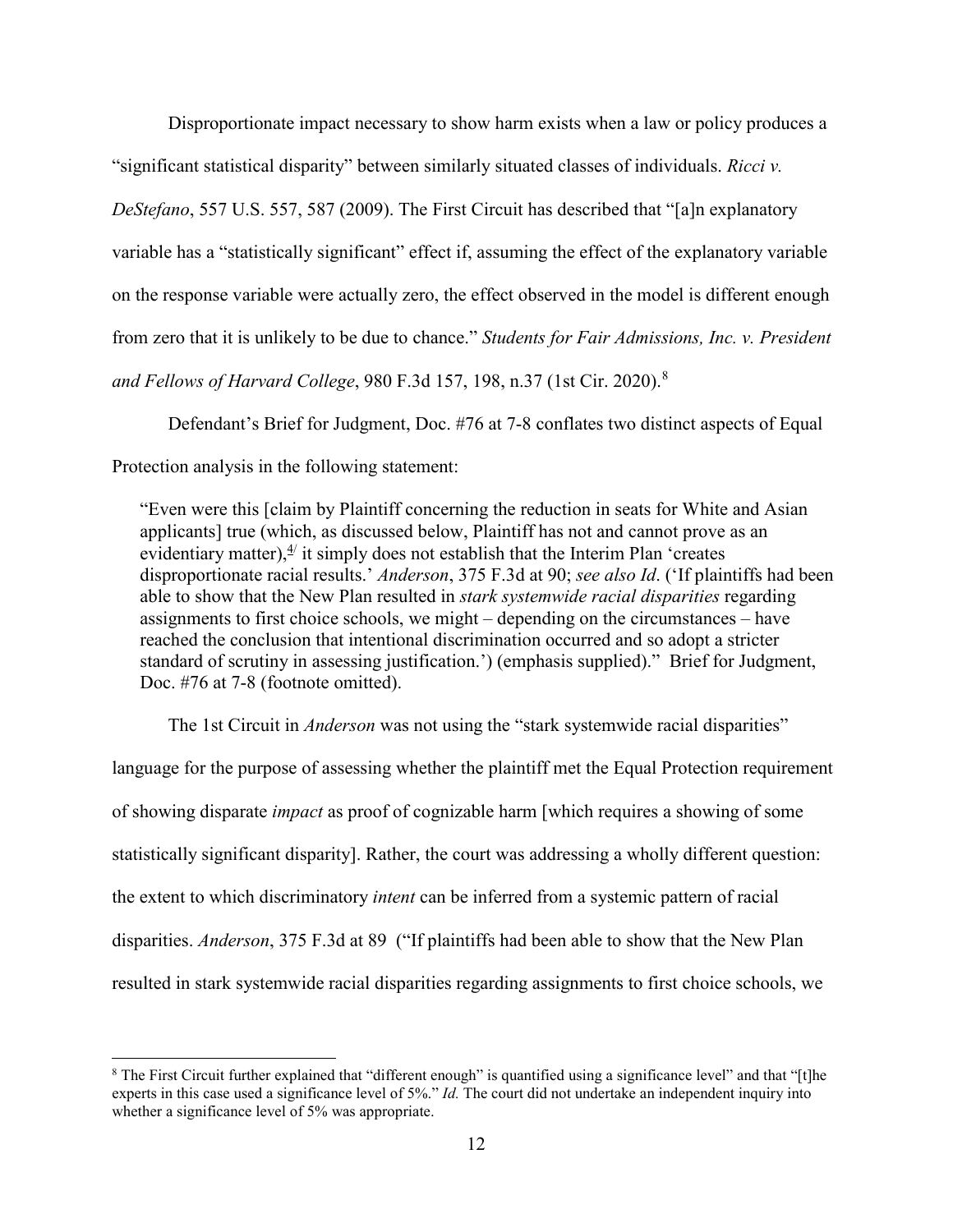Disproportionate impact necessary to show harm exists when a law or policy produces a "significant statistical disparity" between similarly situated classes of individuals. *Ricci v. DeStefano*, 557 U.S. 557, 587 (2009). The First Circuit has described that "[a]n explanatory variable has a "statistically significant" effect if, assuming the effect of the explanatory variable on the response variable were actually zero, the effect observed in the model is different enough from zero that it is unlikely to be due to chance." *Students for Fair Admissions, Inc. v. President and Fellows of Harvard College*, 980 F.3d 157, 198, n.37 (1st Cir. 2020).[8]

Defendant's Brief for Judgment, Doc. #76 at 7-8 conflates two distinct aspects of Equal Protection analysis in the following statement:

> "Even were this [claim by Plaintiff concerning the reduction in seats for White and Asian applicants] true (which, as discussed below, Plaintiff has not and cannot prove as an evidentiary matter),[4/] it simply does not establish that the Interim Plan 'creates disproportionate racial results.' *Anderson*, 375 F.3d at 90; *see also Id*. ('If plaintiffs had been able to show that the New Plan resulted in *stark systemwide racial disparities* regarding assignments to first choice schools, we might – depending on the circumstances – have reached the conclusion that intentional discrimination occurred and so adopt a stricter standard of scrutiny in assessing justification.') (emphasis supplied)." Brief for Judgment, Doc. #76 at 7-8 (footnote omitted).

The 1st Circuit in *Anderson* was not using the "stark systemwide racial disparities" language for the purpose of assessing whether the plaintiff met the Equal Protection requirement of showing disparate *impact* as proof of cognizable harm [which requires a showing of some statistically significant disparity]. Rather, the court was addressing a wholly different question: the extent to which discriminatory *intent* can be inferred from a systemic pattern of racial disparities. *Anderson*, 375 F.3d at 89 ("If plaintiffs had been able to show that the New Plan resulted in stark systemwide racial disparities regarding assignments to first choice schools, we

---

[8] The First Circuit further explained that "different enough" is quantified using a significance level" and that "[t]he experts in this case used a significance level of 5%." *Id.* The court did not undertake an independent inquiry into whether a significance level of 5% was appropriate.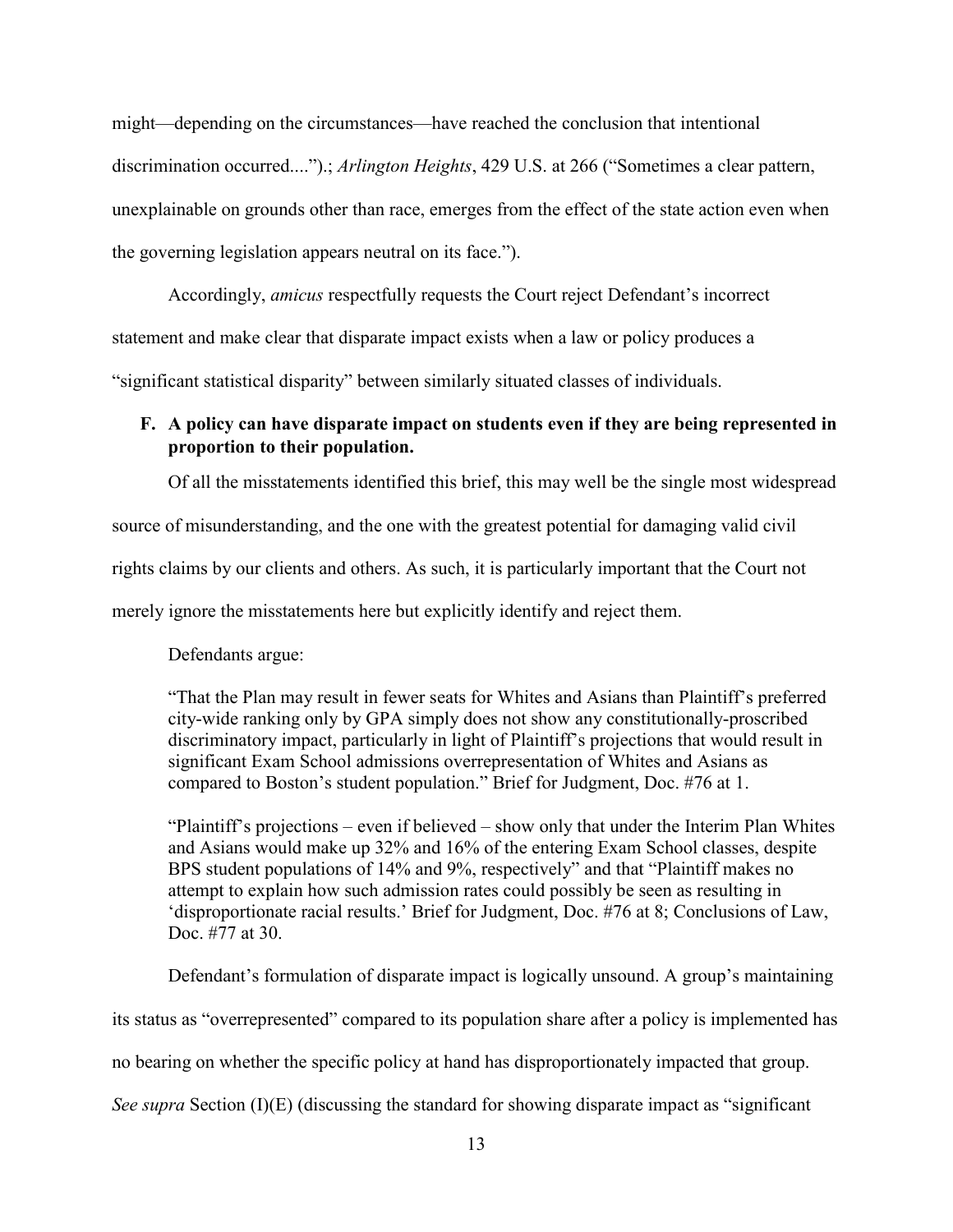might—depending on the circumstances—have reached the conclusion that intentional discrimination occurred....").; *Arlington Heights*, 429 U.S. at 266 ("Sometimes a clear pattern, unexplainable on grounds other than race, emerges from the effect of the state action even when the governing legislation appears neutral on its face.").

Accordingly, *amicus* respectfully requests the Court reject Defendant's incorrect statement and make clear that disparate impact exists when a law or policy produces a "significant statistical disparity" between similarly situated classes of individuals.

### F. A policy can have disparate impact on students even if they are being represented in proportion to their population.

Of all the misstatements identified this brief, this may well be the single most widespread source of misunderstanding, and the one with the greatest potential for damaging valid civil rights claims by our clients and others. As such, it is particularly important that the Court not merely ignore the misstatements here but explicitly identify and reject them.

Defendants argue:

> "That the Plan may result in fewer seats for Whites and Asians than Plaintiff's preferred city-wide ranking only by GPA simply does not show any constitutionally-proscribed discriminatory impact, particularly in light of Plaintiff's projections that would result in significant Exam School admissions overrepresentation of Whites and Asians as compared to Boston's student population." Brief for Judgment, Doc. #76 at 1.
>
> "Plaintiff's projections – even if believed – show only that under the Interim Plan Whites and Asians would make up 32% and 16% of the entering Exam School classes, despite BPS student populations of 14% and 9%, respectively" and that "Plaintiff makes no attempt to explain how such admission rates could possibly be seen as resulting in 'disproportionate racial results.' Brief for Judgment, Doc. #76 at 8; Conclusions of Law, Doc. #77 at 30.

Defendant's formulation of disparate impact is logically unsound. A group's maintaining its status as "overrepresented" compared to its population share after a policy is implemented has no bearing on whether the specific policy at hand has disproportionately impacted that group. *See supra* Section (I)(E) (discussing the standard for showing disparate impact as "significant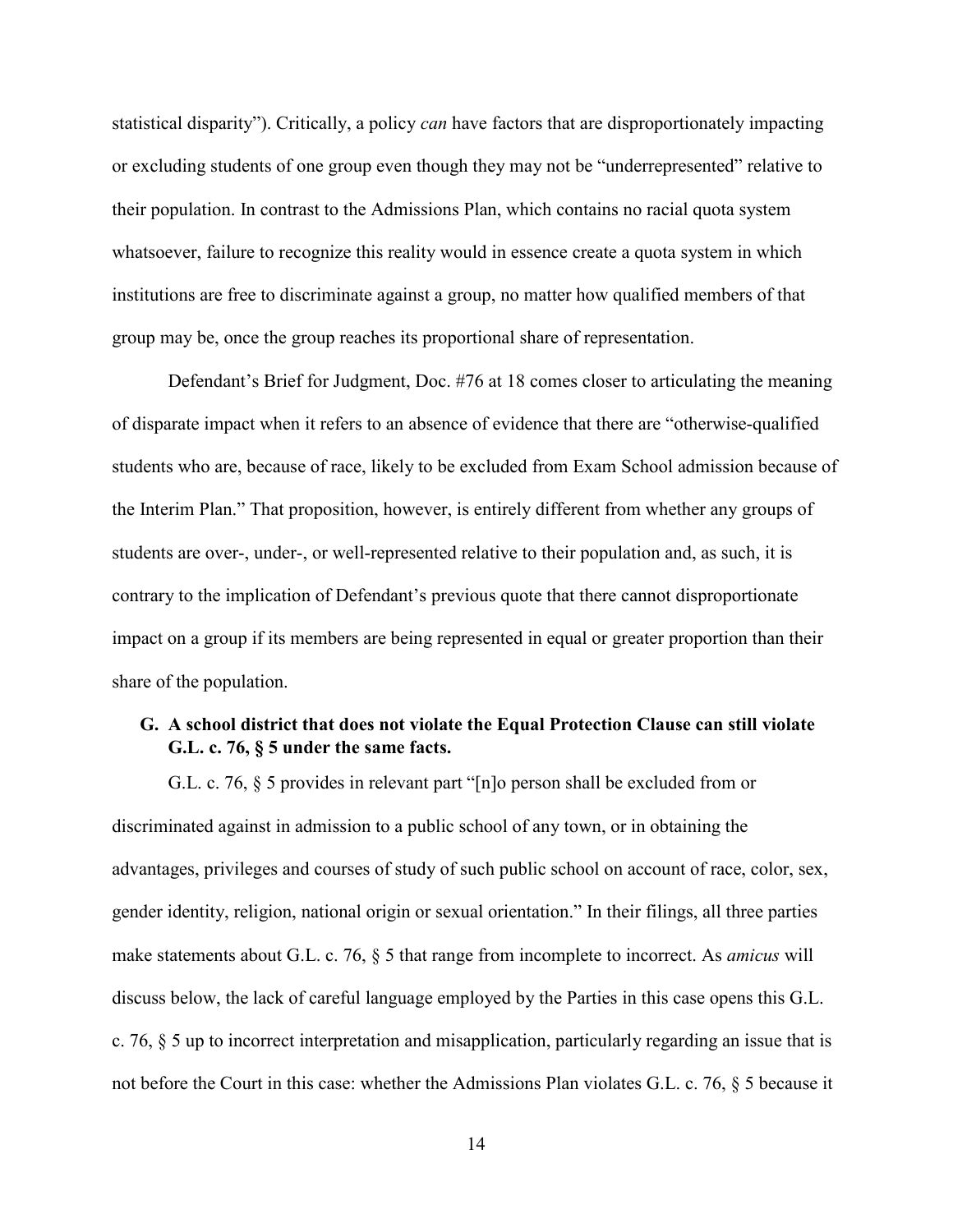statistical disparity"). Critically, a policy *can* have factors that are disproportionately impacting or excluding students of one group even though they may not be "underrepresented" relative to their population. In contrast to the Admissions Plan, which contains no racial quota system whatsoever, failure to recognize this reality would in essence create a quota system in which institutions are free to discriminate against a group, no matter how qualified members of that group may be, once the group reaches its proportional share of representation.

Defendant's Brief for Judgment, Doc. #76 at 18 comes closer to articulating the meaning of disparate impact when it refers to an absence of evidence that there are "otherwise-qualified students who are, because of race, likely to be excluded from Exam School admission because of the Interim Plan." That proposition, however, is entirely different from whether any groups of students are over-, under-, or well-represented relative to their population and, as such, it is contrary to the implication of Defendant's previous quote that there cannot disproportionate impact on a group if its members are being represented in equal or greater proportion than their share of the population.

### G. A school district that does not violate the Equal Protection Clause can still violate G.L. c. 76, § 5 under the same facts.

G.L. c. 76, § 5 provides in relevant part "[n]o person shall be excluded from or discriminated against in admission to a public school of any town, or in obtaining the advantages, privileges and courses of study of such public school on account of race, color, sex, gender identity, religion, national origin or sexual orientation." In their filings, all three parties make statements about G.L. c. 76, § 5 that range from incomplete to incorrect. As *amicus* will discuss below, the lack of careful language employed by the Parties in this case opens this G.L. c. 76, § 5 up to incorrect interpretation and misapplication, particularly regarding an issue that is not before the Court in this case: whether the Admissions Plan violates G.L. c. 76, § 5 because it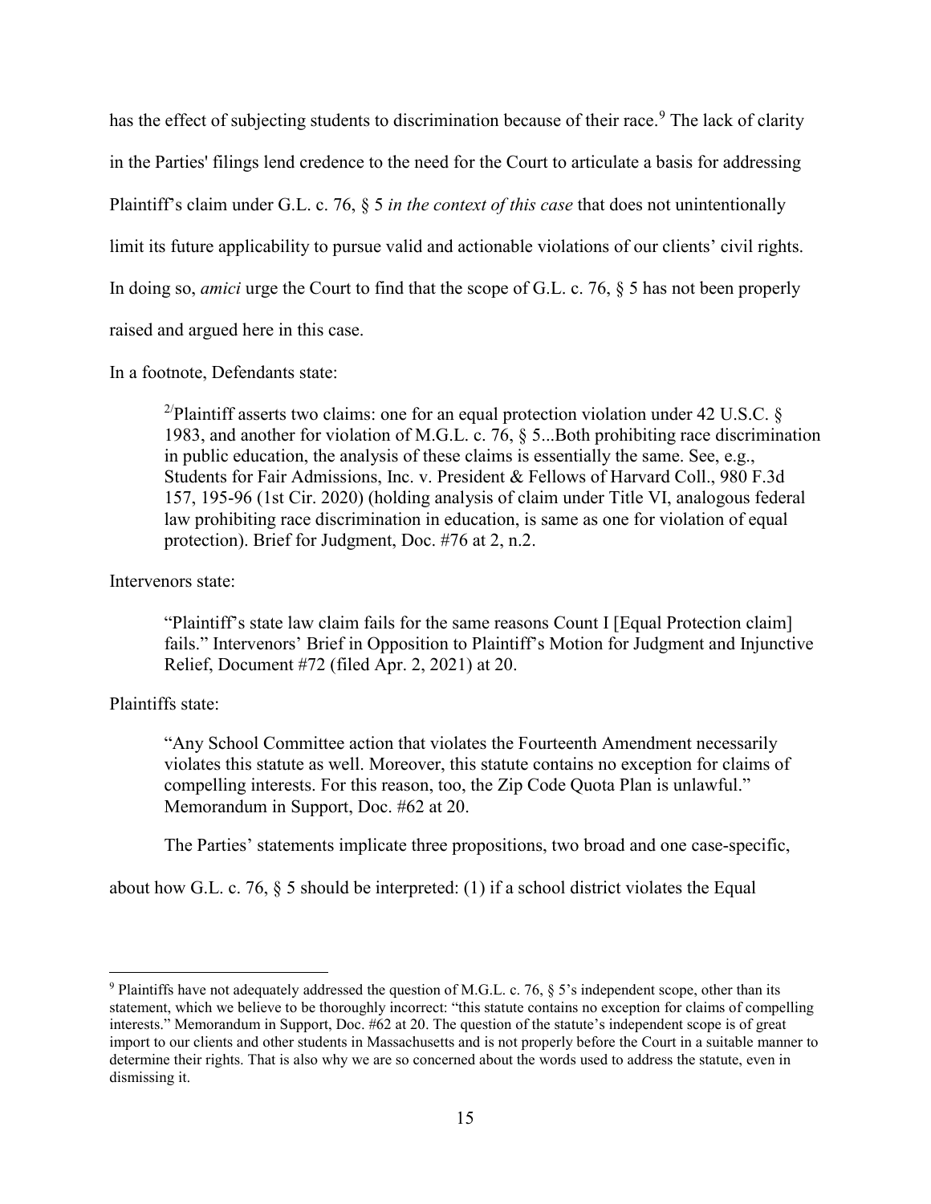has the effect of subjecting students to discrimination because of their race.[9] The lack of clarity in the Parties' filings lend credence to the need for the Court to articulate a basis for addressing Plaintiff's claim under G.L. c. 76, § 5 *in the context of this case* that does not unintentionally limit its future applicability to pursue valid and actionable violations of our clients' civil rights. In doing so, *amici* urge the Court to find that the scope of G.L. c. 76, § 5 has not been properly raised and argued here in this case.

In a footnote, Defendants state:

> [2/]Plaintiff asserts two claims: one for an equal protection violation under 42 U.S.C. § 1983, and another for violation of M.G.L. c. 76, § 5...Both prohibiting race discrimination in public education, the analysis of these claims is essentially the same. See, e.g., Students for Fair Admissions, Inc. v. President & Fellows of Harvard Coll., 980 F.3d 157, 195-96 (1st Cir. 2020) (holding analysis of claim under Title VI, analogous federal law prohibiting race discrimination in education, is same as one for violation of equal protection). Brief for Judgment, Doc. #76 at 2, n.2.

Intervenors state:

> "Plaintiff's state law claim fails for the same reasons Count I [Equal Protection claim] fails." Intervenors' Brief in Opposition to Plaintiff's Motion for Judgment and Injunctive Relief, Document #72 (filed Apr. 2, 2021) at 20.

Plaintiffs state:

> "Any School Committee action that violates the Fourteenth Amendment necessarily violates this statute as well. Moreover, this statute contains no exception for claims of compelling interests. For this reason, too, the Zip Code Quota Plan is unlawful." Memorandum in Support, Doc. #62 at 20.

The Parties' statements implicate three propositions, two broad and one case-specific, about how G.L. c. 76, § 5 should be interpreted: (1) if a school district violates the Equal

[9] Plaintiffs have not adequately addressed the question of M.G.L. c. 76, § 5's independent scope, other than its statement, which we believe to be thoroughly incorrect: "this statute contains no exception for claims of compelling interests." Memorandum in Support, Doc. #62 at 20. The question of the statute's independent scope is of great import to our clients and other students in Massachusetts and is not properly before the Court in a suitable manner to determine their rights. That is also why we are so concerned about the words used to address the statute, even in dismissing it.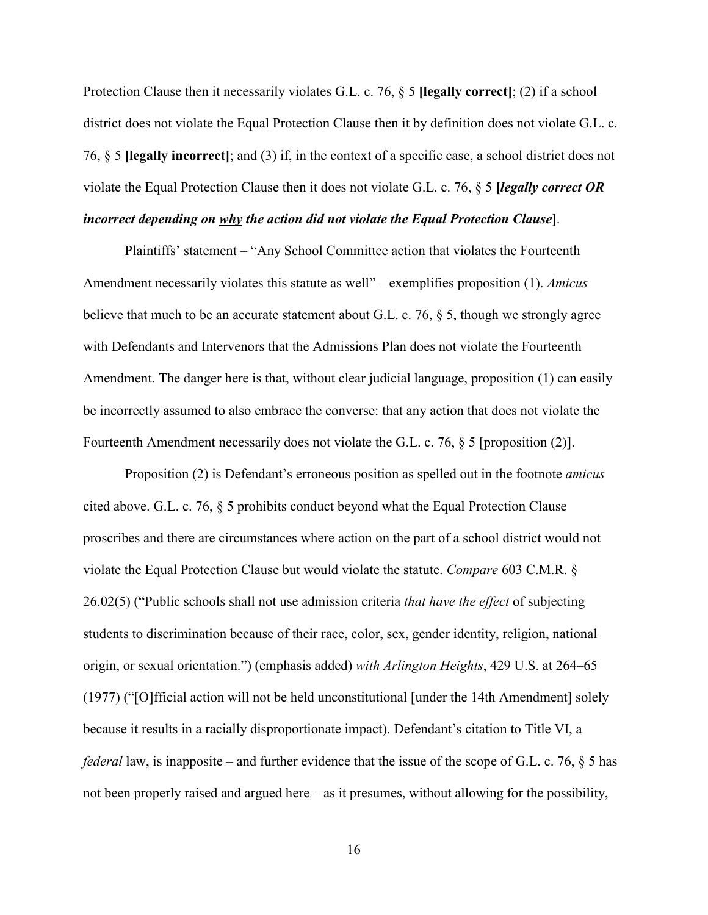Protection Clause then it necessarily violates G.L. c. 76, § 5 **[legally correct]**; (2) if a school district does not violate the Equal Protection Clause then it by definition does not violate G.L. c. 76, § 5 **[legally incorrect]**; and (3) if, in the context of a specific case, a school district does not violate the Equal Protection Clause then it does not violate G.L. c. 76, § 5 **[*legally correct OR incorrect depending on <u>why</u> the action did not violate the Equal Protection Clause*]**.

Plaintiffs' statement – "Any School Committee action that violates the Fourteenth Amendment necessarily violates this statute as well" – exemplifies proposition (1). *Amicus* believe that much to be an accurate statement about G.L. c. 76, § 5, though we strongly agree with Defendants and Intervenors that the Admissions Plan does not violate the Fourteenth Amendment. The danger here is that, without clear judicial language, proposition (1) can easily be incorrectly assumed to also embrace the converse: that any action that does not violate the Fourteenth Amendment necessarily does not violate the G.L. c. 76, § 5 [proposition (2)].

Proposition (2) is Defendant's erroneous position as spelled out in the footnote *amicus* cited above. G.L. c. 76, § 5 prohibits conduct beyond what the Equal Protection Clause proscribes and there are circumstances where action on the part of a school district would not violate the Equal Protection Clause but would violate the statute. *Compare* 603 C.M.R. § 26.02(5) ("Public schools shall not use admission criteria *that have the effect* of subjecting students to discrimination because of their race, color, sex, gender identity, religion, national origin, or sexual orientation.") (emphasis added) *with Arlington Heights*, 429 U.S. at 264–65 (1977) ("[O]fficial action will not be held unconstitutional [under the 14th Amendment] solely because it results in a racially disproportionate impact). Defendant's citation to Title VI, a *federal* law, is inapposite – and further evidence that the issue of the scope of G.L. c. 76, § 5 has not been properly raised and argued here – as it presumes, without allowing for the possibility,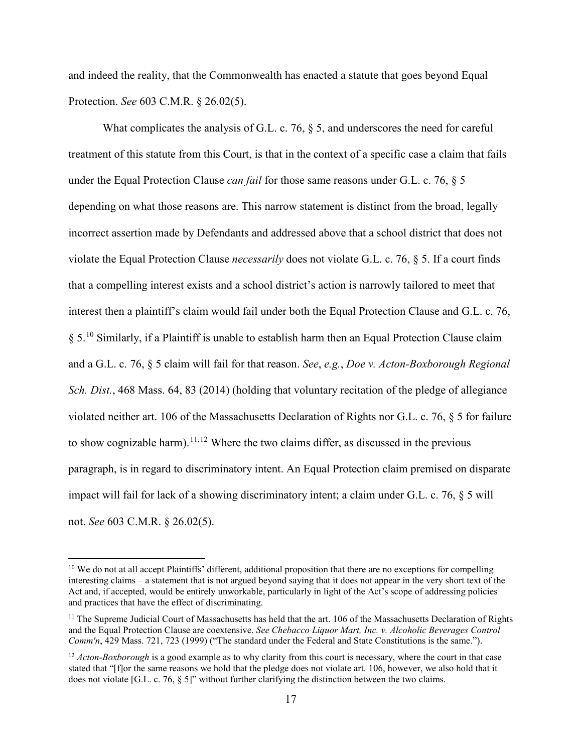and indeed the reality, that the Commonwealth has enacted a statute that goes beyond Equal Protection. *See* 603 C.M.R. § 26.02(5).

What complicates the analysis of G.L. c. 76, § 5, and underscores the need for careful treatment of this statute from this Court, is that in the context of a specific case a claim that fails under the Equal Protection Clause *can fail* for those same reasons under G.L. c. 76, § 5 depending on what those reasons are. This narrow statement is distinct from the broad, legally incorrect assertion made by Defendants and addressed above that a school district that does not violate the Equal Protection Clause *necessarily* does not violate G.L. c. 76, § 5. If a court finds that a compelling interest exists and a school district's action is narrowly tailored to meet that interest then a plaintiff's claim would fail under both the Equal Protection Clause and G.L. c. 76, § 5.[10] Similarly, if a Plaintiff is unable to establish harm then an Equal Protection Clause claim and a G.L. c. 76, § 5 claim will fail for that reason. *See*, *e.g.*, *Doe v. Acton-Boxborough Regional Sch. Dist.*, 468 Mass. 64, 83 (2014) (holding that voluntary recitation of the pledge of allegiance violated neither art. 106 of the Massachusetts Declaration of Rights nor G.L. c. 76, § 5 for failure to show cognizable harm).[11,12] Where the two claims differ, as discussed in the previous paragraph, is in regard to discriminatory intent. An Equal Protection claim premised on disparate impact will fail for lack of a showing discriminatory intent; a claim under G.L. c. 76, § 5 will not. *See* 603 C.M.R. § 26.02(5).

---

[10] We do not at all accept Plaintiffs' different, additional proposition that there are no exceptions for compelling interesting claims – a statement that is not argued beyond saying that it does not appear in the very short text of the Act and, if accepted, would be entirely unworkable, particularly in light of the Act's scope of addressing policies and practices that have the effect of discriminating.

[11] The Supreme Judicial Court of Massachusetts has held that the art. 106 of the Massachusetts Declaration of Rights and the Equal Protection Clause are coextensive. *See Chebacco Liquor Mart, Inc. v. Alcoholic Beverages Control Comm'n*, 429 Mass. 721, 723 (1999) ("The standard under the Federal and State Constitutions is the same.").

[12] *Acton-Boxborough* is a good example as to why clarity from this court is necessary, where the court in that case stated that "[f]or the same reasons we hold that the pledge does not violate art. 106, however, we also hold that it does not violate [G.L. c. 76, § 5]" without further clarifying the distinction between the two claims.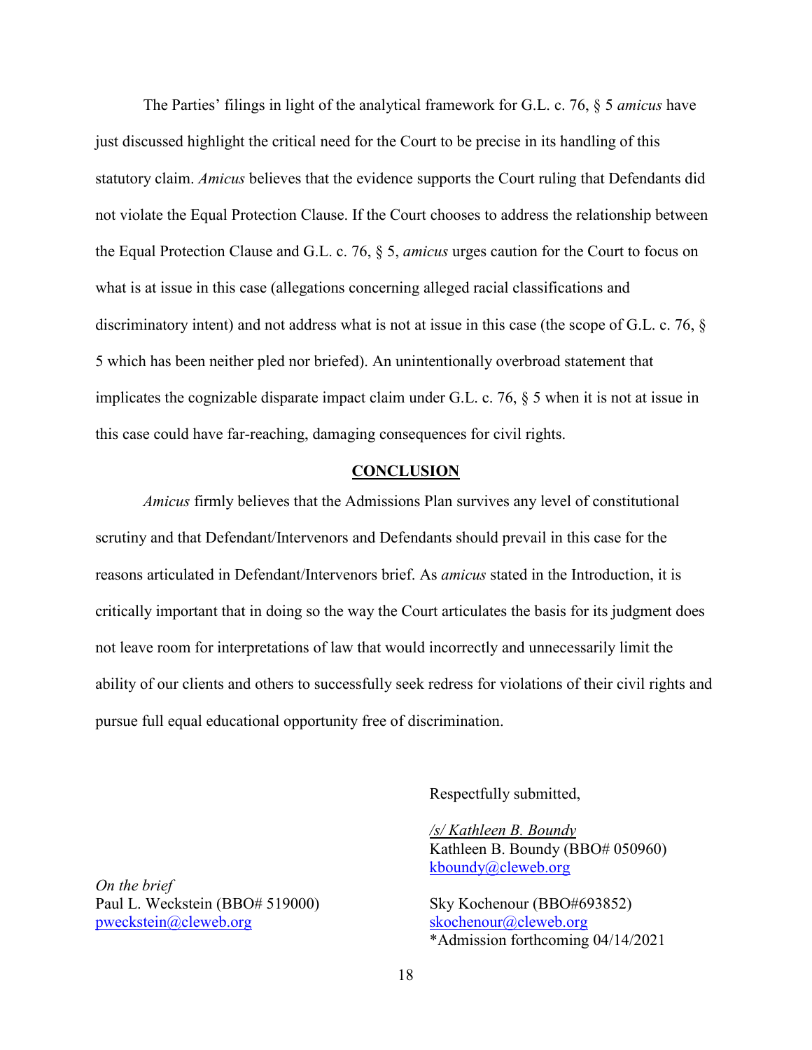The Parties' filings in light of the analytical framework for G.L. c. 76, § 5 *amicus* have just discussed highlight the critical need for the Court to be precise in its handling of this statutory claim. *Amicus* believes that the evidence supports the Court ruling that Defendants did not violate the Equal Protection Clause. If the Court chooses to address the relationship between the Equal Protection Clause and G.L. c. 76, § 5, *amicus* urges caution for the Court to focus on what is at issue in this case (allegations concerning alleged racial classifications and discriminatory intent) and not address what is not at issue in this case (the scope of G.L. c. 76, § 5 which has been neither pled nor briefed). An unintentionally overbroad statement that implicates the cognizable disparate impact claim under G.L. c. 76, § 5 when it is not at issue in this case could have far-reaching, damaging consequences for civil rights.

## CONCLUSION

*Amicus* firmly believes that the Admissions Plan survives any level of constitutional scrutiny and that Defendant/Intervenors and Defendants should prevail in this case for the reasons articulated in Defendant/Intervenors brief. As *amicus* stated in the Introduction, it is critically important that in doing so the way the Court articulates the basis for its judgment does not leave room for interpretations of law that would incorrectly and unnecessarily limit the ability of our clients and others to successfully seek redress for violations of their civil rights and pursue full equal educational opportunity free of discrimination.

Respectfully submitted,

/s/ Kathleen B. Boundy
Kathleen B. Boundy (BBO# 050960)
kboundy@cleweb.org

Sky Kochenour (BBO#693852)
skochenour@cleweb.org
*Admission forthcoming 04/14/2021

*On the brief*
Paul L. Weckstein (BBO# 519000)
pweckstein@cleweb.org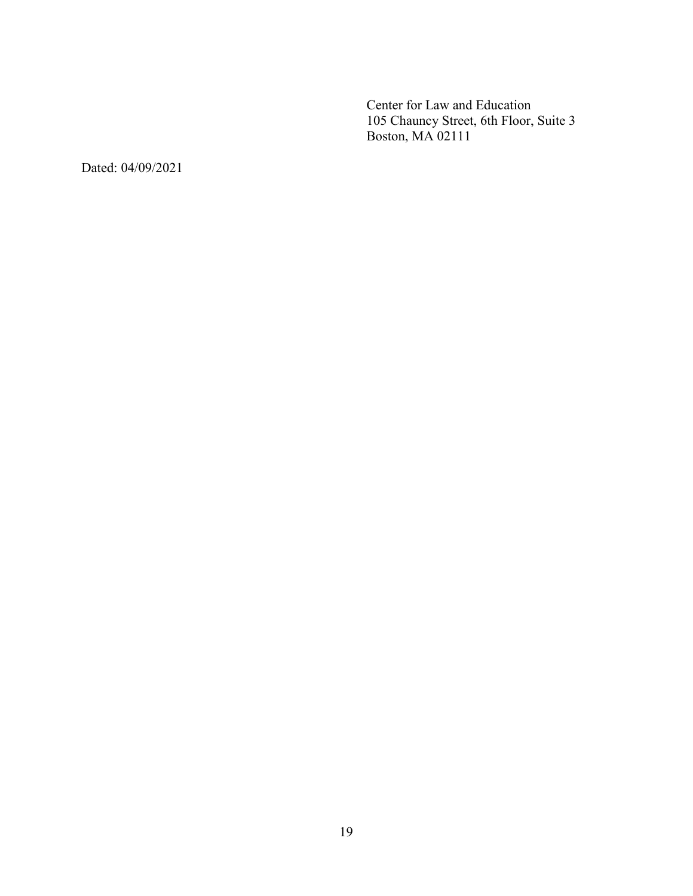Center for Law and Education
105 Chauncy Street, 6th Floor, Suite 3
Boston, MA 02111

Dated: 04/09/2021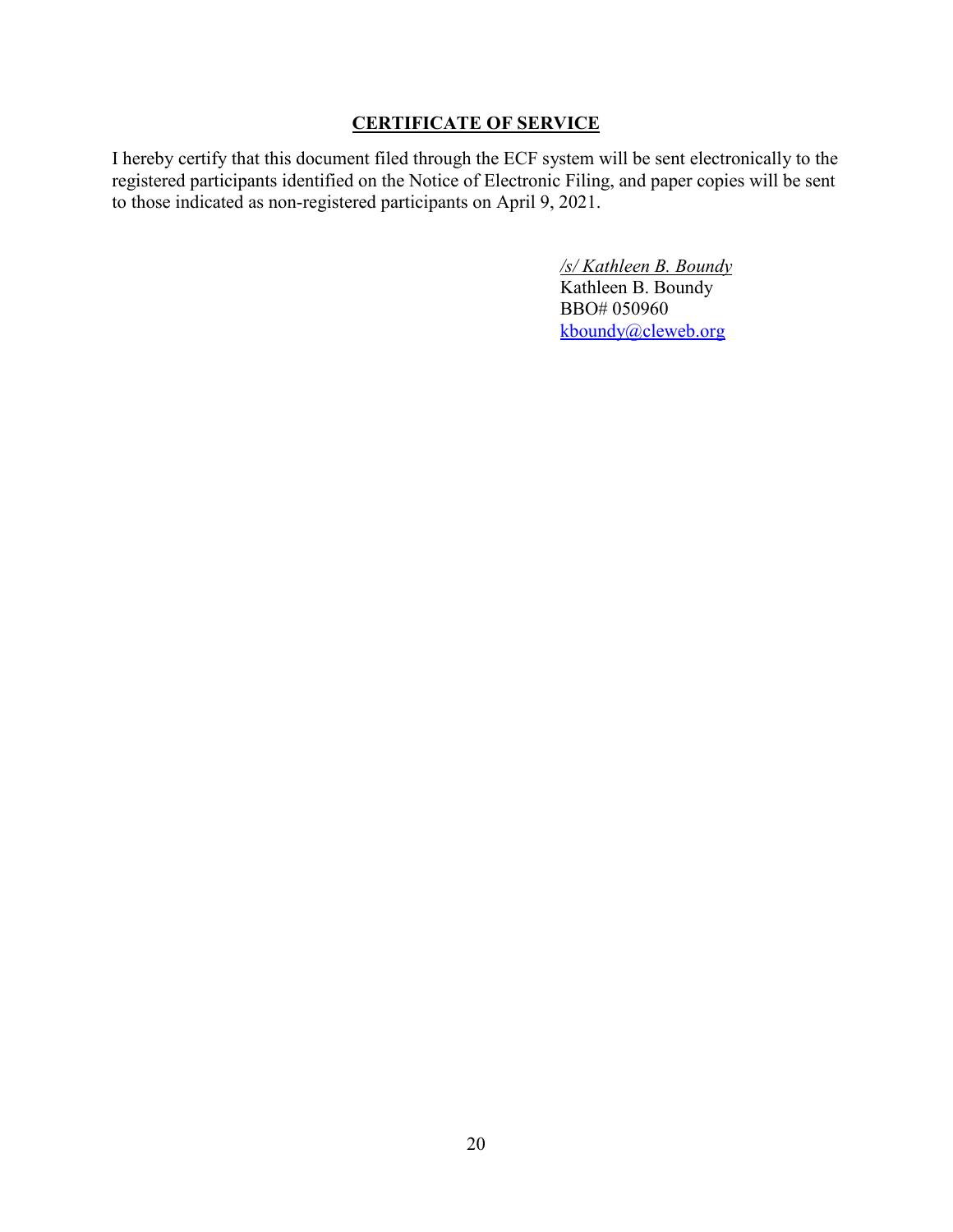## CERTIFICATE OF SERVICE

I hereby certify that this document filed through the ECF system will be sent electronically to the registered participants identified on the Notice of Electronic Filing, and paper copies will be sent to those indicated as non-registered participants on April 9, 2021.

*/s/ Kathleen B. Boundy*
Kathleen B. Boundy
BBO# 050960
kboundy@cleweb.org